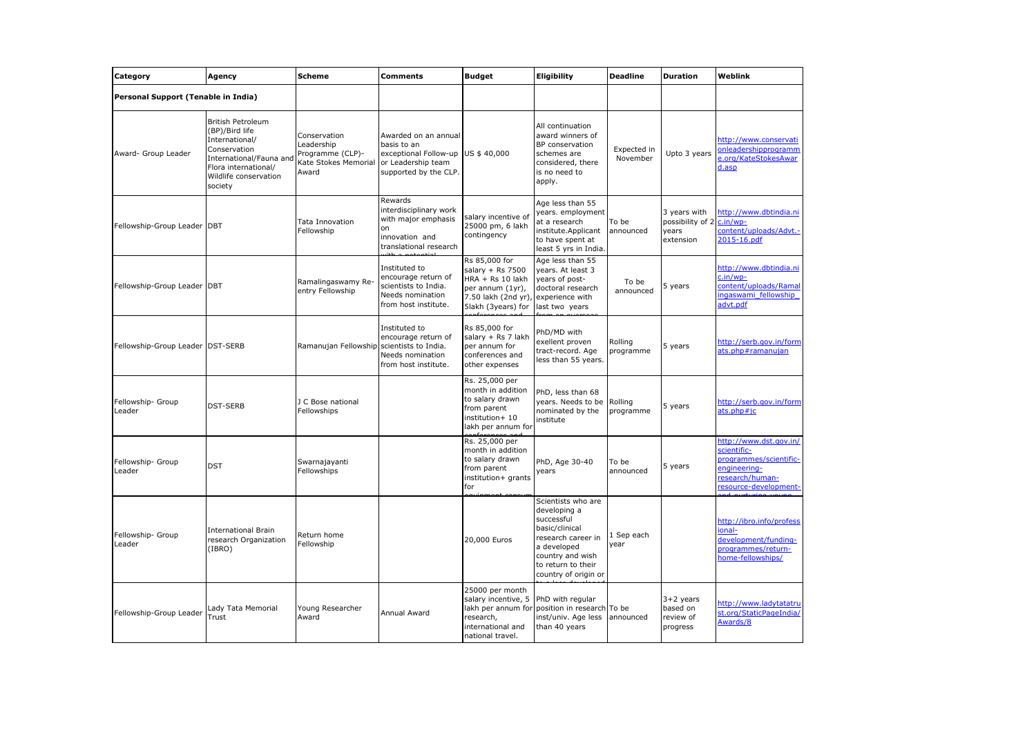| Category | Agency | Scheme | Comments | Budget | Eligibility | Deadline | Duration | Weblink |
|---|---|---|---|---|---|---|---|---|
| **Personal Support (Tenable in India)** | | | | | | | | |
| Award- Group Leader | British Petroleum (BP)/Bird life International/ Conservation International/Fauna and Flora international/ Wildlife conservation society | Conservation Leadership Programme (CLP)- Kate Stokes Memorial Award | Awarded on an annual basis to an exceptional Follow-up or Leadership team supported by the CLP. | US $ 40,000 | All continuation award winners of BP conservation schemes are considered, there is no need to apply. | Expected in November | Upto 3 years | http://www.conservationleadershipprogramme.org/KateStokesAward.asp |
| Fellowship-Group Leader | DBT | Tata Innovation Fellowship | Rewards interdisciplinary work with major emphasis on innovation and translational research with a potential | salary incentive of 25000 pm, 6 lakh contingency | Age less than 55 years. employment at a research institute.Applicant to have spent at least 5 yrs in India. | To be announced | 3 years with possibility of 2 years extension | http://www.dbtindia.nic.in/wp-content/uploads/Advt.-2015-16.pdf |
| Fellowship-Group Leader | DBT | Ramalingaswamy Re-entry Fellowship | Instituted to encourage return of scientists to India. Needs nomination from host institute. | Rs 85,000 for salary + Rs 7500 HRA + Rs 10 lakh per annum (1yr), 7.50 lakh (2nd yr), 5lakh (3years) for conferences and | Age less than 55 years. At least 3 years of post-doctoral research experience with last two years from an overseas | To be announced | 5 years | http://www.dbtindia.nic.in/wp-content/uploads/Ramalingaswami_fellowship_advt.pdf |
| Fellowship-Group Leader | DST-SERB | Ramanujan Fellowship | Instituted to encourage return of scientists to India. Needs nomination from host institute. | Rs 85,000 for salary + Rs 7 lakh per annum for conferences and other expenses | PhD/MD with exellent proven tract-record. Age less than 55 years. | Rolling programme | 5 years | http://serb.gov.in/formats.php#ramanujan |
| Fellowship- Group Leader | DST-SERB | J C Bose national Fellowships | | Rs. 25,000 per month in addition to salary drawn from parent institution+ 10 lakh per annum for conferences and | PhD, less than 68 years. Needs to be nominated by the institute | Rolling programme | 5 years | http://serb.gov.in/formats.php#jc |
| Fellowship- Group Leader | DST | Swarnajayanti Fellowships | | Rs. 25,000 per month in addition to salary drawn from parent institution+ grants for equipment consum | PhD, Age 30-40 years | To be announced | 5 years | http://www.dst.gov.in/scientific-programmes/scientific-engineering-research/human-resource-development-and-nurturing-young |
| Fellowship- Group Leader | International Brain research Organization (IBRO) | Return home Fellowship | | 20,000 Euros | Scientists who are developing a successful basic/clinical research career in a developed country and wish to return to their country of origin or to a less developed | 1 Sep each year | | http://ibro.info/professional-development/funding-programmes/return-home-fellowships/ |
| Fellowship-Group Leader | Lady Tata Memorial Trust | Young Researcher Award | Annual Award | 25000 per month salary incentive, 5 lakh per annum for research, international and national travel. | PhD with regular position in research inst/univ. Age less than 40 years | To be announced | 3+2 years based on review of progress | http://www.ladytatatrust.org/StaticPageIndia/Awards/8 |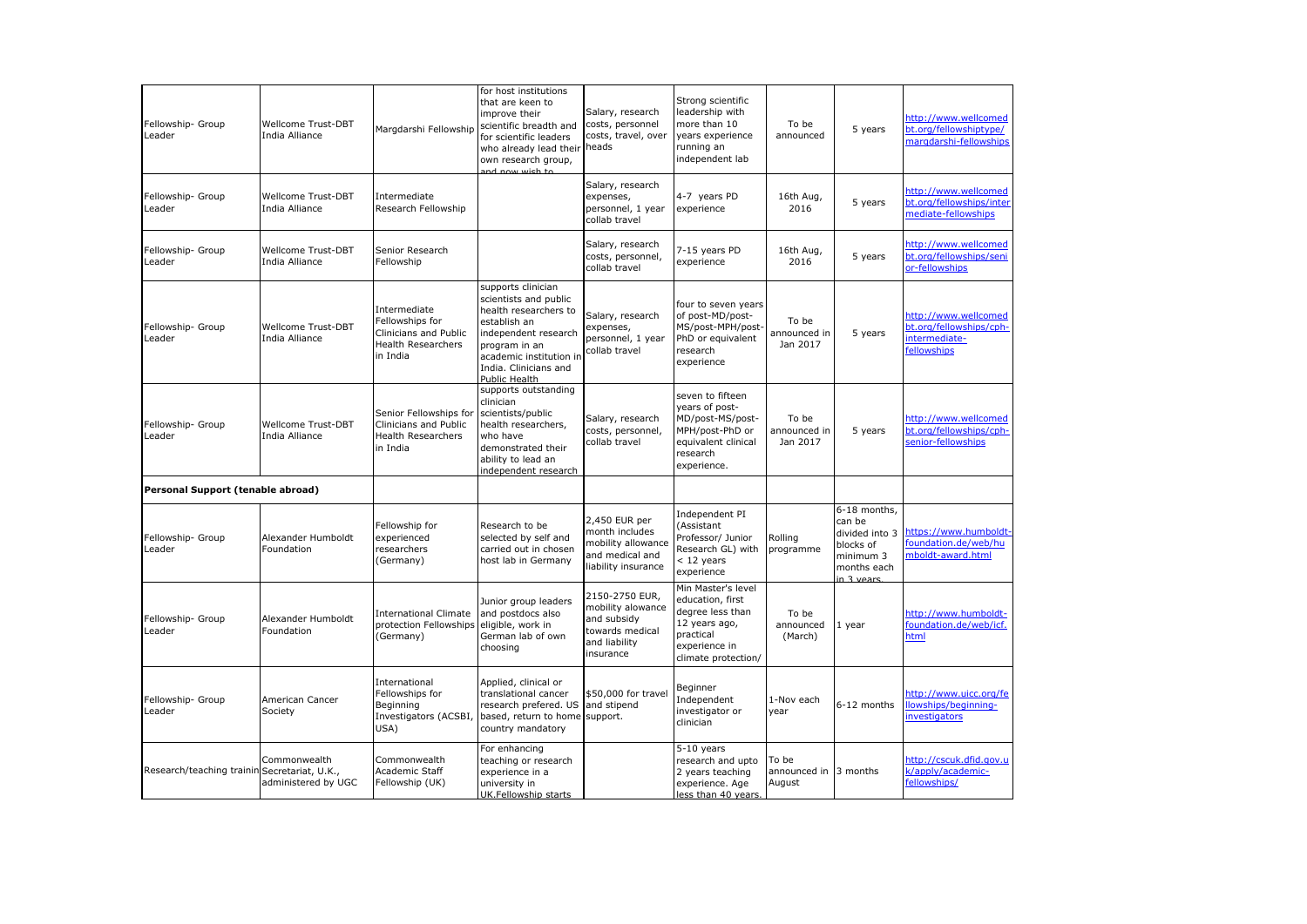| | | | | | | | | |
|---|---|---|---|---|---|---|---|---|
| Fellowship- Group Leader | Wellcome Trust-DBT India Alliance | Margdarshi Fellowship | for host institutions that are keen to improve their scientific breadth and for scientific leaders who already lead their own research group, and now wish to | Salary, research costs, personnel costs, travel, over heads | Strong scientific leadership with more than 10 years experience running an independent lab | To be announced | 5 years | http://www.wellcomedbt.org/fellowshiptype/margdarshi-fellowships |
| Fellowship- Group Leader | Wellcome Trust-DBT India Alliance | Intermediate Research Fellowship | | Salary, research expenses, personnel, 1 year collab travel | 4-7 years PD experience | 16th Aug, 2016 | 5 years | http://www.wellcomedbt.org/fellowships/intermediate-fellowships |
| Fellowship- Group Leader | Wellcome Trust-DBT India Alliance | Senior Research Fellowship | | Salary, research costs, personnel, collab travel | 7-15 years PD experience | 16th Aug, 2016 | 5 years | http://www.wellcomedbt.org/fellowships/senior-fellowships |
| Fellowship- Group Leader | Wellcome Trust-DBT India Alliance | Intermediate Fellowships for Clinicians and Public Health Researchers in India | supports clinician scientists and public health researchers to establish an independent research program in an academic institution in India. Clinicians and Public Health | Salary, research expenses, personnel, 1 year collab travel | four to seven years of post-MD/post-MS/post-MPH/post-PhD or equivalent research experience | To be announced in Jan 2017 | 5 years | http://www.wellcomedbt.org/fellowships/cph-intermediate-fellowships |
| Fellowship- Group Leader | Wellcome Trust-DBT India Alliance | Senior Fellowships for Clinicians and Public Health Researchers in India | supports outstanding clinician scientists/public health researchers, who have demonstrated their ability to lead an independent research | Salary, research costs, personnel, collab travel | seven to fifteen years of post-MD/post-MS/post-MPH/post-PhD or equivalent clinical research experience. | To be announced in Jan 2017 | 5 years | http://www.wellcomedbt.org/fellowships/cph-senior-fellowships |
| **Personal Support (tenable abroad)** | | | | | | | | |
| Fellowship- Group Leader | Alexander Humboldt Foundation | Fellowship for experienced researchers (Germany) | Research to be selected by self and carried out in chosen host lab in Germany | 2,450 EUR per month includes mobility allowance and medical and liability insurance | Independent PI (Assistant Professor/ Junior Research GL) with < 12 years experience | Rolling programme | 6-18 months, can be divided into 3 blocks of minimum 3 months each in 3 years. | https://www.humboldt-foundation.de/web/humboldt-award.html |
| Fellowship- Group Leader | Alexander Humboldt Foundation | International Climate protection Fellowships (Germany) | Junior group leaders and postdocs also eligible, work in German lab of own choosing | 2150-2750 EUR, mobility alowance and subsidy towards medical and liability insurance | Min Master's level education, first degree less than 12 years ago, practical experience in climate protection/ | To be announced (March) | 1 year | http://www.humboldt-foundation.de/web/icf.html |
| Fellowship- Group Leader | American Cancer Society | International Fellowships for Beginning Investigators (ACSBI, USA) | Applied, clinical or translational cancer research prefered. US based, return to home country mandatory | $50,000 for travel and stipend support. | Beginner Independent investigator or clinician | 1-Nov each year | 6-12 months | http://www.uicc.org/fellowships/beginning-investigators |
| Research/teaching trainin | Commonwealth Secretariat, U.K., administered by UGC | Commonwealth Academic Staff Fellowship (UK) | For enhancing teaching or research experience in a university in UK.Fellowship starts | | 5-10 years research and upto 2 years teaching experience. Age less than 40 years. | To be announced in August | 3 months | http://cscuk.dfid.gov.uk/apply/academic-fellowships/ |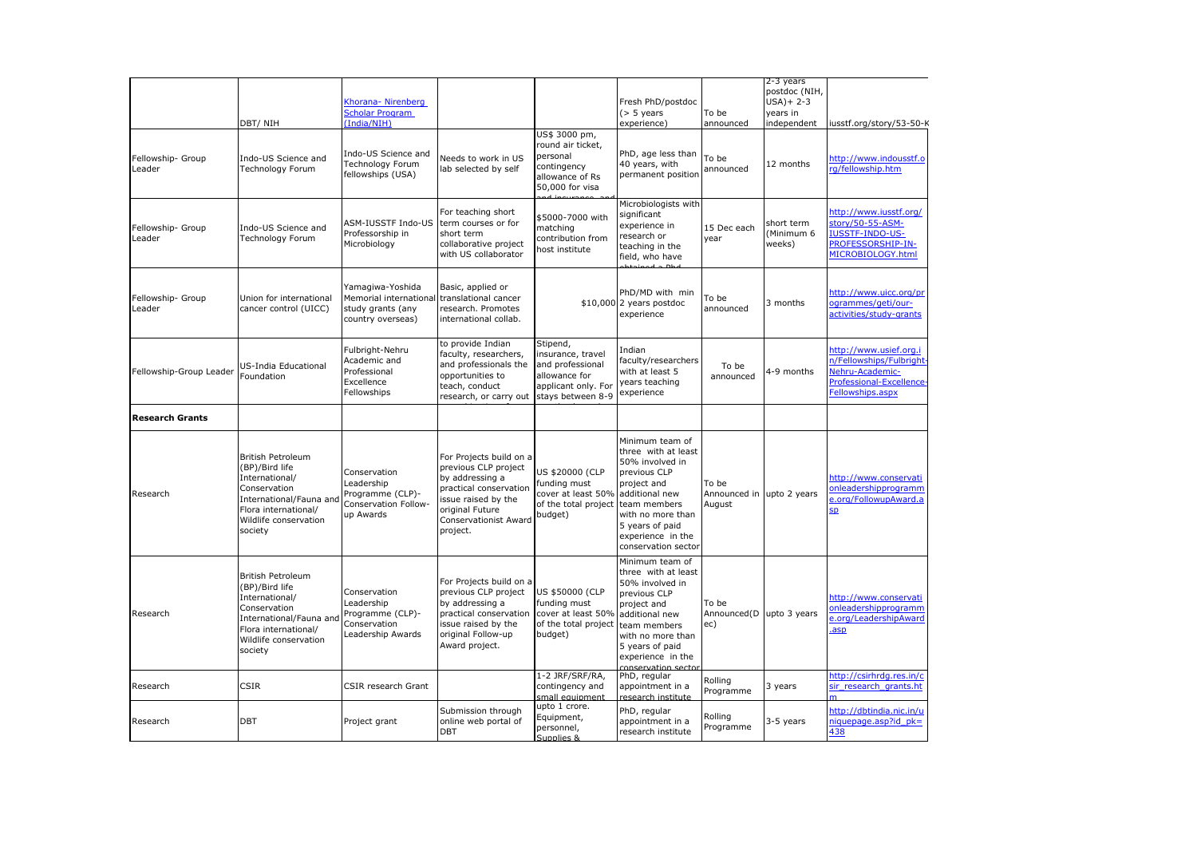| | | | | | | | | |
|---|---|---|---|---|---|---|---|---|
| | DBT/ NIH | Khorana- Nirenberg Scholar Program (India/NIH) | | | Fresh PhD/postdoc (> 5 years experience) | To be announced | 2-3 years postdoc (NIH, USA)+ 2-3 years in independent | iusstf.org/story/53-50-K |
| Fellowship- Group Leader | Indo-US Science and Technology Forum | Indo-US Science and Technology Forum fellowships (USA) | Needs to work in US lab selected by self | US$ 3000 pm, round air ticket, personal contingency allowance of Rs 50,000 for visa and insurance and | PhD, age less than 40 years, with permanent position | To be announced | 12 months | http://www.indousstf.org/fellowship.htm |
| Fellowship- Group Leader | Indo-US Science and Technology Forum | ASM-IUSSTF Indo-US Professorship in Microbiology | For teaching short term courses or for short term collaborative project with US collaborator | $5000-7000 with matching contribution from host institute | Microbiologists with significant experience in research or teaching in the field, who have obtained a PhD | 15 Dec each year | short term (Minimum 6 weeks) | http://www.iusstf.org/story/50-55-ASM-IUSSTF-INDO-US-PROFESSORSHIP-IN-MICROBIOLOGY.html |
| Fellowship- Group Leader | Union for international cancer control (UICC) | Yamagiwa-Yoshida Memorial international study grants (any country overseas) | Basic, applied or translational cancer research. Promotes international collab. | $10,000 | PhD/MD with min 2 years postdoc experience | To be announced | 3 months | http://www.uicc.org/programmes/geti/our-activities/study-grants |
| Fellowship-Group Leader | US-India Educational Foundation | Fulbright-Nehru Academic and Professional Excellence Fellowships | to provide Indian faculty, researchers, and professionals the opportunities to teach, conduct research, or carry out | Stipend, insurance, travel and professional allowance for applicant only. For stays between 8-9 | Indian faculty/researchers with at least 5 years teaching experience | To be announced | 4-9 months | http://www.usief.org.in/Fellowships/Fulbright-Nehru-Academic-Professional-Excellence-Fellowships.aspx |
| **Research Grants** | | | | | | | | |
| Research | British Petroleum (BP)/Bird life International/ Conservation International/Fauna and Flora international/ Wildlife conservation society | Conservation Leadership Programme (CLP)- Conservation Follow-up Awards | For Projects build on a previous CLP project by addressing a practical conservation issue raised by the original Future Conservationist Award project. | US $20000 (CLP funding must cover at least 50% of the total project budget) | Minimum team of three with at least 50% involved in previous CLP project and additional new team members with no more than 5 years of paid experience in the conservation sector | To be Announced in August | upto 2 years | http://www.conservationleadershipprogramme.org/FollowupAward.asp |
| Research | British Petroleum (BP)/Bird life International/ Conservation International/Fauna and Flora international/ Wildlife conservation society | Conservation Leadership Programme (CLP)- Conservation Leadership Awards | For Projects build on a previous CLP project by addressing a practical conservation issue raised by the original Follow-up Award project. | US $50000 (CLP funding must cover at least 50% of the total project budget) | Minimum team of three with at least 50% involved in previous CLP project and additional new team members with no more than 5 years of paid experience in the conservation sector | To be Announced(Dec) | upto 3 years | http://www.conservationleadershipprogramme.org/LeadershipAward.asp |
| Research | CSIR | CSIR research Grant | | 1-2 JRF/SRF/RA, contingency and small equipment | PhD, regular appointment in a research institute | Rolling Programme | 3 years | http://csirhrdg.res.in/csir_research_grants.htm |
| Research | DBT | Project grant | Submission through online web portal of DBT | upto 1 crore. Equipment, personnel, Supplies & | PhD, regular appointment in a research institute | Rolling Programme | 3-5 years | http://dbtindia.nic.in/uniquepage.asp?id_pk=438 |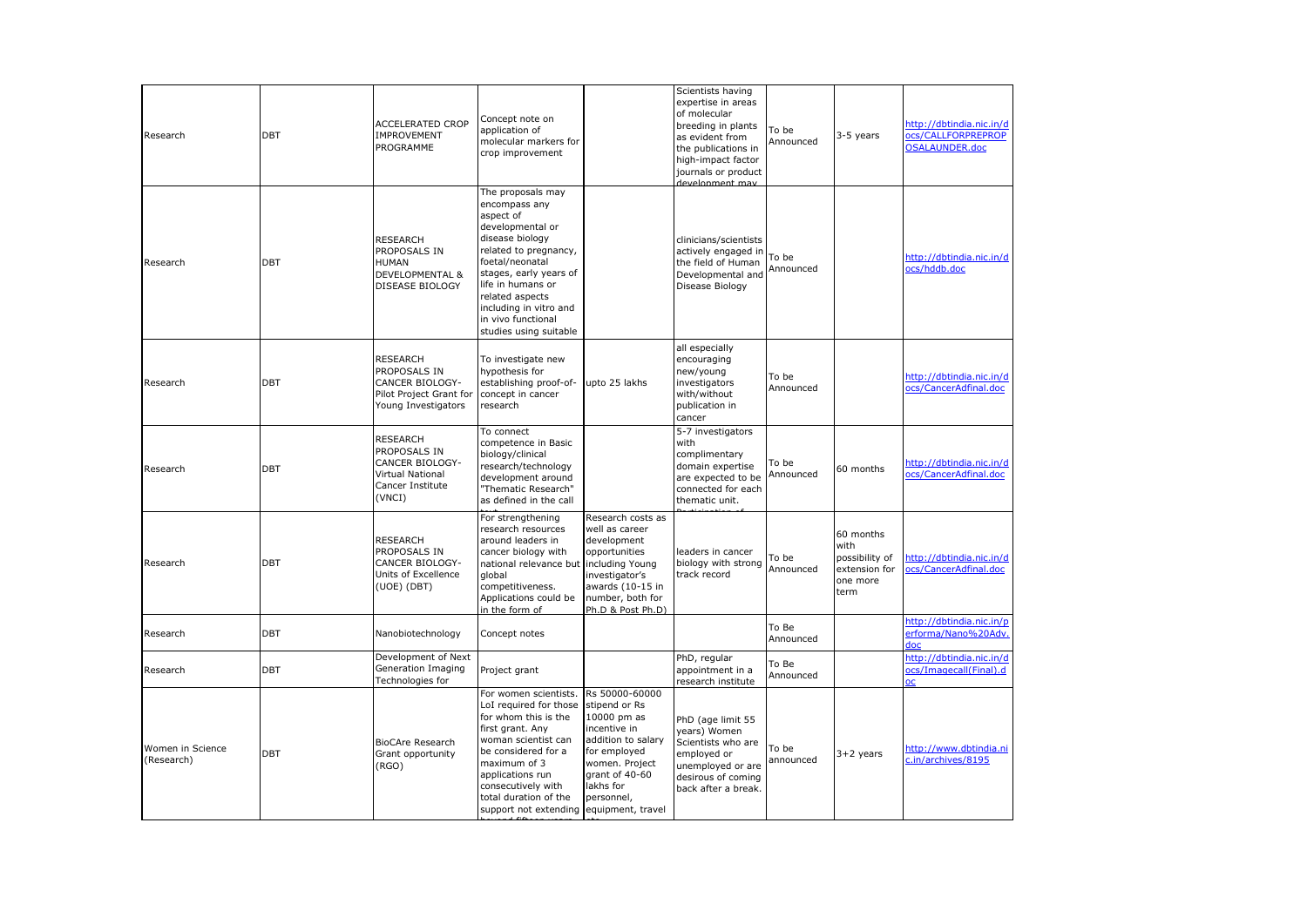| Research | DBT | ACCELERATED CROP IMPROVEMENT PROGRAMME | Concept note on application of molecular markers for crop improvement | | Scientists having expertise in areas of molecular breeding in plants as evident from the publications in high-impact factor journals or product development may | To be Announced | 3-5 years | http://dbtindia.nic.in/docs/CALLFORPREPROPOSALAUNDER.doc |
|---|---|---|---|---|---|---|---|---|
| Research | DBT | RESEARCH PROPOSALS IN HUMAN DEVELOPMENTAL & DISEASE BIOLOGY | The proposals may encompass any aspect of developmental or disease biology related to pregnancy, foetal/neonatal stages, early years of life in humans or related aspects including in vitro and in vivo functional studies using suitable | | clinicians/scientists actively engaged in the field of Human Developmental and Disease Biology | To be Announced | | http://dbtindia.nic.in/docs/hddb.doc |
| Research | DBT | RESEARCH PROPOSALS IN CANCER BIOLOGY-Pilot Project Grant for Young Investigators | To investigate new hypothesis for establishing proof-of-concept in cancer research | upto 25 lakhs | all especially encouraging new/young investigators with/without publication in cancer | To be Announced | | http://dbtindia.nic.in/docs/CancerAdfinal.doc |
| Research | DBT | RESEARCH PROPOSALS IN CANCER BIOLOGY-Virtual National Cancer Institute (VNCI) | To connect competence in Basic biology/clinical research/technology development around "Thematic Research" as defined in the call | | 5-7 investigators with complimentary domain expertise are expected to be connected for each thematic unit. | To be Announced | 60 months | http://dbtindia.nic.in/docs/CancerAdfinal.doc |
| Research | DBT | RESEARCH PROPOSALS IN CANCER BIOLOGY-Units of Excellence (UOE) (DBT) | For strengthening research resources around leaders in cancer biology with national relevance but global competitiveness. Applications could be in the form of | Research costs as well as career development opportunities including Young investigator's awards (10-15 in number, both for Ph.D & Post Ph.D) | leaders in cancer biology with strong track record | To be Announced | 60 months with possibility of extension for one more term | http://dbtindia.nic.in/docs/CancerAdfinal.doc |
| Research | DBT | Nanobiotechnology | Concept notes | | | To Be Announced | | http://dbtindia.nic.in/performa/Nano%20Adv.doc |
| Research | DBT | Development of Next Generation Imaging Technologies for | Project grant | | PhD, regular appointment in a research institute | To Be Announced | | http://dbtindia.nic.in/docs/Imagecall(Final).doc |
| Women in Science (Research) | DBT | BioCARe Research Grant opportunity (RGO) | For women scientists. LoI required for those for whom this is the first grant. Any woman scientist can be considered for a maximum of 3 applications run consecutively with total duration of the support not extending | Rs 50000-60000 stipend or Rs 10000 pm as incentive in addition to salary for employed women. Project grant of 40-60 lakhs for personnel, equipment, travel | PhD (age limit 55 years) Women Scientists who are employed or unemployed or are desirous of coming back after a break. | To be announced | 3+2 years | http://www.dbtindia.nic.in/archives/8195 |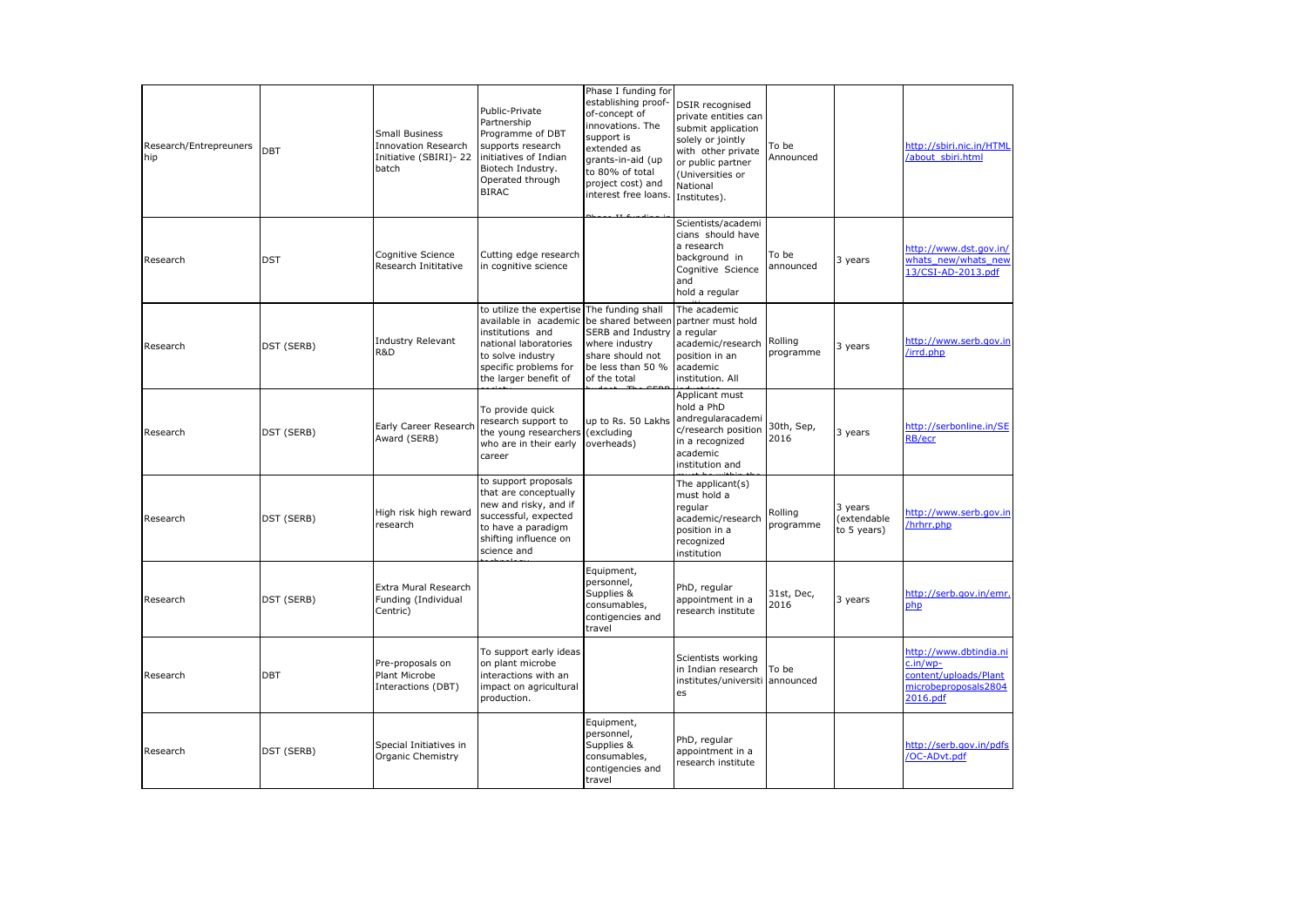| Research/Entrepreneurship | DBT | Small Business Innovation Research Initiative (SBIRI)- 22 batch | Public-Private Partnership Programme of DBT supports research initiatives of Indian Biotech Industry. Operated through BIRAC | Phase I funding for establishing proof-of-concept of innovations. The support is extended as grants-in-aid (up to 80% of total project cost) and interest free loans. | DSIR recognised private entities can submit application solely or jointly with other private or public partner (Universities or National Institutes). | To be Announced | | http://sbiri.nic.in/HTML/about_sbiri.html |
|---|---|---|---|---|---|---|---|---|
| Research | DST | Cognitive Science Research Inititative | Cutting edge research in cognitive science | | Scientists/academicians should have a research background in Cognitive Science and hold a regular | To be announced | 3 years | http://www.dst.gov.in/whats_new/whats_new13/CSI-AD-2013.pdf |
| Research | DST (SERB) | Industry Relevant R&D | to utilize the expertise available in academic institutions and national laboratories to solve industry specific problems for the larger benefit of | The funding shall be shared between SERB and Industry where industry share should not be less than 50 % of the total | The academic partner must hold a regular academic/research position in an academic institution. All | Rolling programme | 3 years | http://www.serb.gov.in/irrd.php |
| Research | DST (SERB) | Early Career Research Award (SERB) | To provide quick research support to the young researchers who are in their early career | up to Rs. 50 Lakhs (excluding overheads) | Applicant must hold a PhD andregularacademic/research position in a recognized academic institution and | 30th, Sep, 2016 | 3 years | http://serbonline.in/SERB/ecr |
| Research | DST (SERB) | High risk high reward research | to support proposals that are conceptually new and risky, and if successful, expected to have a paradigm shifting influence on science and | | The applicant(s) must hold a regular academic/research position in a recognized institution | Rolling programme | 3 years (extendable to 5 years) | http://www.serb.gov.in/hrhrr.php |
| Research | DST (SERB) | Extra Mural Research Funding (Individual Centric) | | Equipment, personnel, Supplies & consumables, contigencies and travel | PhD, regular appointment in a research institute | 31st, Dec, 2016 | 3 years | http://serb.gov.in/emr.php |
| Research | DBT | Pre-proposals on Plant Microbe Interactions (DBT) | To support early ideas on plant microbe interactions with an impact on agricultural production. | | Scientists working in Indian research institutes/universities | To be announced | | http://www.dbtindia.nic.in/wp-content/uploads/Plantmicrobeproposals28042016.pdf |
| Research | DST (SERB) | Special Initiatives in Organic Chemistry | | Equipment, personnel, Supplies & consumables, contigencies and travel | PhD, regular appointment in a research institute | | | http://serb.gov.in/pdfs/OC-ADvt.pdf |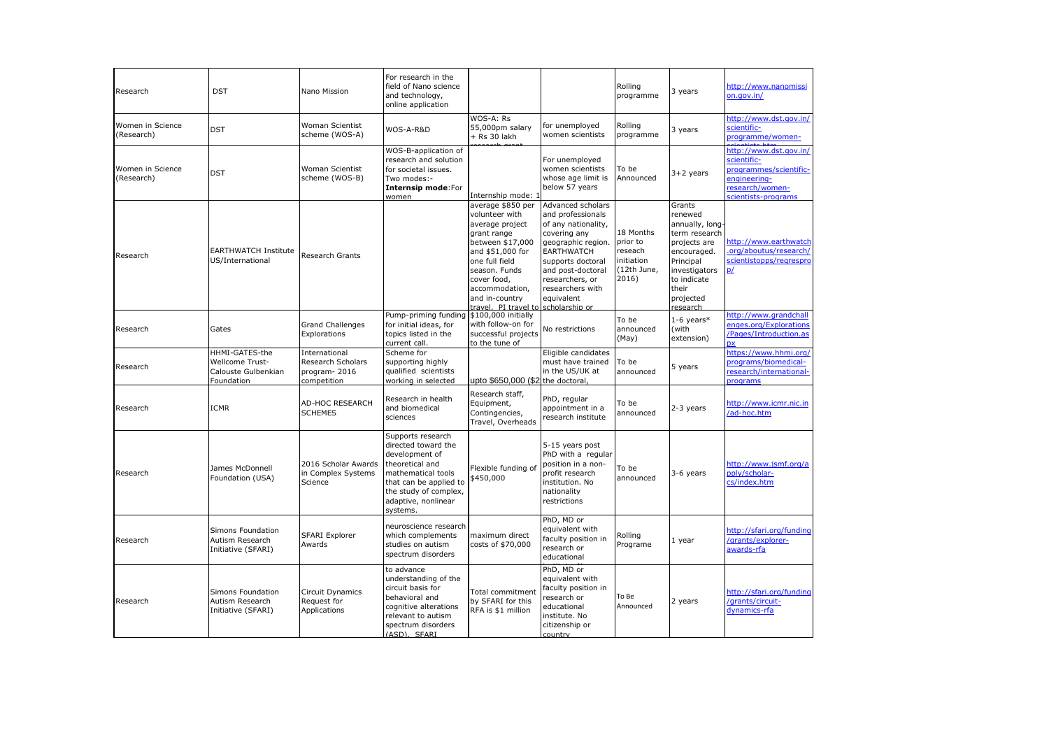| Research | DST | Nano Mission | For research in the field of Nano science and technology, online application | | | Rolling programme | 3 years | http://www.nanomission.gov.in/ |
|---|---|---|---|---|---|---|---|---|
| Women in Science (Research) | DST | Woman Scientist scheme (WOS-A) | WOS-A-R&D | WOS-A: Rs 55,000pm salary + Rs 30 lakh research grant | for unemployed women scientists | Rolling programme | 3 years | http://www.dst.gov.in/scientific-programme/women-scientists.htm |
| Women in Science (Research) | DST | Woman Scientist scheme (WOS-B) | WOS-B-application of research and solution for societal issues. Two modes:- **Internsip mode**:For women | Internship mode: 1 | For unemployed women scientists whose age limit is below 57 years | To be Announced | 3+2 years | http://www.dst.gov.in/scientific-programmes/scientific-engineering-research/women-scientists-programs |
| Research | EARTHWATCH Institute US/International | Research Grants | | average $850 per volunteer with average project grant range between $17,000 and $51,000 for one full field season. Funds cover food, accommodation, and in-country travel. PI travel to | Advanced scholars and professionals of any nationality, covering any geographic region. EARTHWATCH supports doctoral and post-doctoral researchers, or researchers with equivalent scholarship or | 18 Months prior to reseach initiation (12th June, 2016) | Grants renewed annually, long-term research projects are encouraged. Principal investigators to indicate their projected research | http://www.earthwatch.org/aboutus/research/scientistopps/regrespro p/ |
| Research | Gates | Grand Challenges Explorations | Pump-priming funding for initial ideas, for topics listed in the current call. | $100,000 initially with follow-on for successful projects to the tune of | No restrictions | To be announced (May) | 1-6 years* (with extension) | http://www.grandchallenges.org/Explorations/Pages/Introduction.aspx |
| Research | HHMI-GATES-the Wellcome Trust-Calouste Gulbenkian Foundation | International Research Scholars program- 2016 competition | Scheme for supporting highly qualified scientists working in selected | upto $650,000 ($2 | Eligible candidates must have trained in the US/UK at the doctoral, | To be announced | 5 years | https://www.hhmi.org/programs/biomedical-research/international-programs |
| Research | ICMR | AD-HOC RESEARCH SCHEMES | Research in health and biomedical sciences | Research staff, Equipment, Contingencies, Travel, Overheads | PhD, regular appointment in a research institute | To be announced | 2-3 years | http://www.icmr.nic.in/ad-hoc.htm |
| Research | James McDonnell Foundation (USA) | 2016 Scholar Awards in Complex Systems Science | Supports research directed toward the development of theoretical and mathematical tools that can be applied to the study of complex, adaptive, nonlinear systems. | Flexible funding of $450,000 | 5-15 years post PhD with a regular position in a non-profit research institution. No nationality restrictions | To be announced | 3-6 years | http://www.jsmf.org/apply/scholar-cs/index.htm |
| Research | Simons Foundation Autism Research Initiative (SFARI) | SFARI Explorer Awards | neuroscience research which complements studies on autism spectrum disorders | maximum direct costs of $70,000 | PhD, MD or equivalent with faculty position in research or educational | Rolling Programe | 1 year | http://sfari.org/funding/grants/explorer-awards-rfa |
| Research | Simons Foundation Autism Research Initiative (SFARI) | Circuit Dynamics Request for Applications | to advance understanding of the circuit basis for behavioral and cognitive alterations relevant to autism spectrum disorders (ASD). SFARI | Total commitment by SFARI for this RFA is $1 million | PhD, MD or equivalent with faculty position in research or educational institute. No citizenship or country | To Be Announced | 2 years | http://sfari.org/funding/grants/circuit-dynamics-rfa |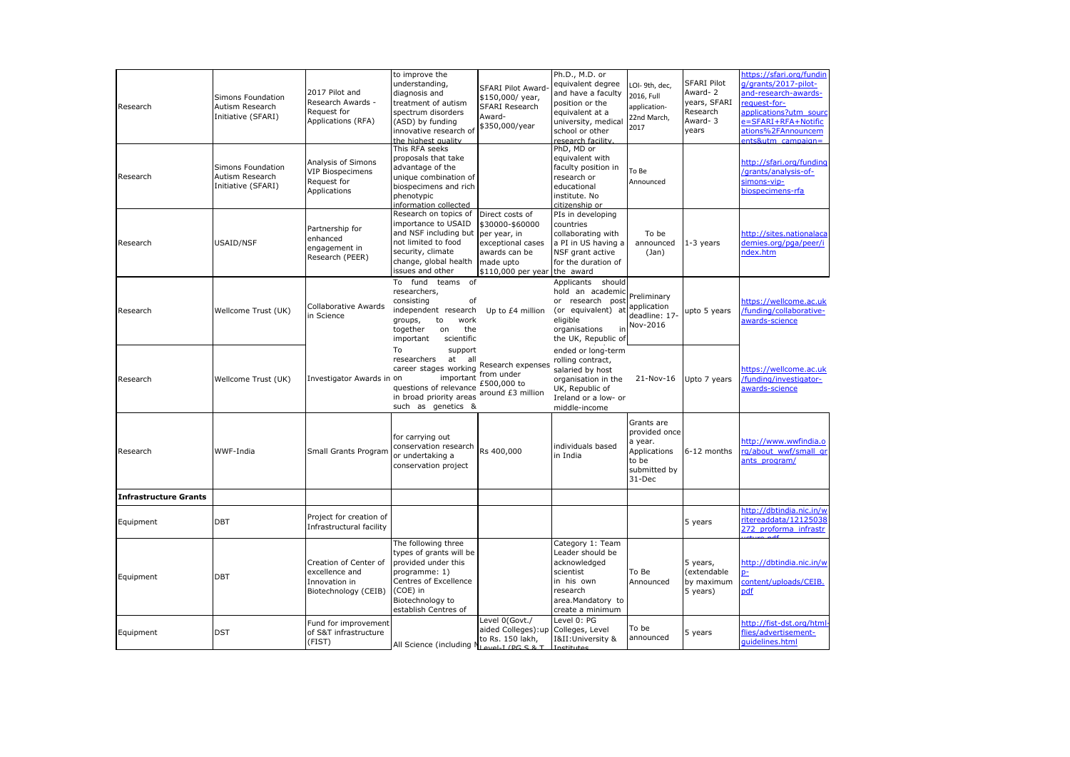| Research | Simons Foundation Autism Research Initiative (SFARI) | 2017 Pilot and Research Awards - Request for Applications (RFA) | to improve the understanding, diagnosis and treatment of autism spectrum disorders (ASD) by funding innovative research of the highest quality | SFARI Pilot Award-$150,000/ year, SFARI Research Award-$350,000/year | Ph.D., M.D. or equivalent degree and have a faculty position or the equivalent at a university, medical school or other research facility. | LOI- 9th, dec, 2016, Full application- 22nd March, 2017 | SFARI Pilot Award- 2 years, SFARI Research Award- 3 years | https://sfari.org/funding/grants/2017-pilot-and-research-awards-request-for-applications?utm_source=SFARI+RFA+Notifications%2FAnnouncements&utm_campaign= |
|---|---|---|---|---|---|---|---|---|
| Research | Simons Foundation Autism Research Initiative (SFARI) | Analysis of Simons VIP Biospecimens Request for Applications | This RFA seeks proposals that take advantage of the unique combination of biospecimens and rich phenotypic information collected | | PhD, MD or equivalent with faculty position in research or educational institute. No citizenship or | To Be Announced | | http://sfari.org/funding/grants/analysis-of-simons-vip-biospecimens-rfa |
| Research | USAID/NSF | Partnership for enhanced engagement in Research (PEER) | Research on topics of importance to USAID and NSF including but not limited to food security, climate change, global health issues and other | Direct costs of $30000-$60000 per year, in exceptional cases awards can be made upto $110,000 per year | PIs in developing countries collaborating with a PI in US having a NSF grant active for the duration of the award | To be announced (Jan) | 1-3 years | http://sites.nationalacademies.org/pga/peer/index.htm |
| Research | Wellcome Trust (UK) | Collaborative Awards in Science | To fund teams of researchers, consisting of independent research groups, to work together on the important scientific | Up to £4 million | Applicants should hold an academic or research post (or equivalent) at eligible organisations in the UK, Republic of | Preliminary application deadline: 17-Nov-2016 | upto 5 years | https://wellcome.ac.uk/funding/collaborative-awards-science |
| Research | Wellcome Trust (UK) | Investigator Awards in | To support researchers at all career stages working on important questions of relevance in broad priority areas such as genetics & | Research expenses from under £500,000 to around £3 million | ended or long-term rolling contract, salaried by host organisation in the UK, Republic of Ireland or a low- or middle-income | 21-Nov-16 | Upto 7 years | https://wellcome.ac.uk/funding/investigator-awards-science |
| Research | WWF-India | Small Grants Program | for carrying out conservation research or undertaking a conservation project | Rs 400,000 | individuals based in India | Grants are provided once a year. Applications to be submitted by 31-Dec | 6-12 months | http://www.wwfindia.org/about_wwf/small_grants_program/ |
| **Infrastructure Grants** | | | | | | | | |
| Equipment | DBT | Project for creation of Infrastructural facility | | | | | 5 years | http://dbtindia.nic.in/writereaddata/12125038272_proforma_infrastructure.pdf |
| Equipment | DBT | Creation of Center of excellence and Innovation in Biotechnology (CEIB) | The following three types of grants will be provided under this programme: 1) Centres of Excellence (COE) in Biotechnology to establish Centres of | | Category 1: Team Leader should be acknowledged scientist in his own research area.Mandatory to create a minimum | To Be Announced | 5 years, (extendable by maximum 5 years) | http://dbtindia.nic.in/wp-content/uploads/CEIB.pdf |
| Equipment | DST | Fund for improvement of S&T infrastructure (FIST) | All Science (including M | Level 0(Govt./ aided Colleges):up to Rs. 150 lakh, Level-I (PG S & T | Level 0: PG Colleges, Level I&II:University & Institutes | To be announced | 5 years | http://fist-dst.org/html-flies/advertisement-guidelines.html |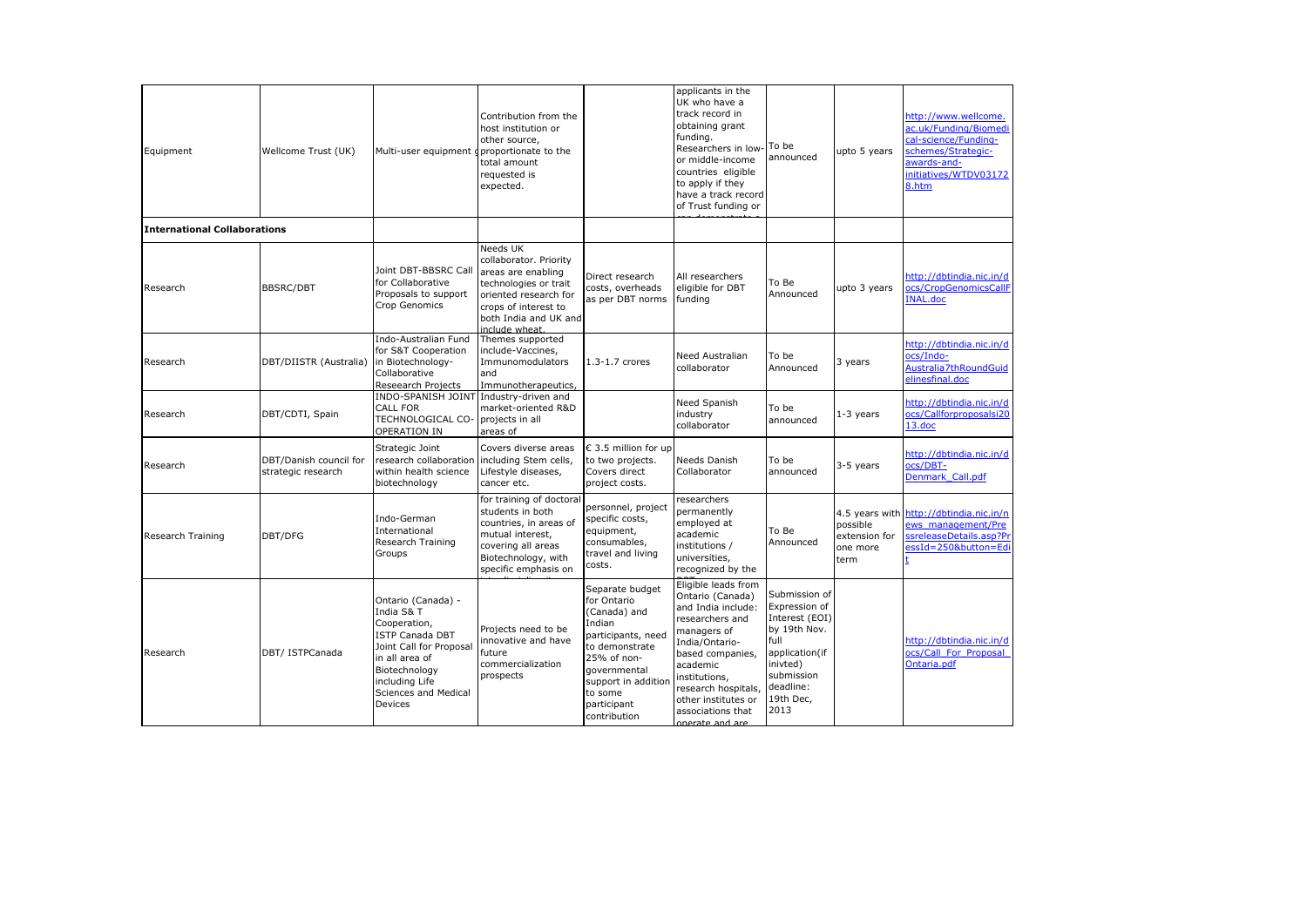| Equipment | Wellcome Trust (UK) | Multi-user equipment | Contribution from the host institution or other source, proportionate to the total amount requested is expected. | | applicants in the UK who have a track record in obtaining grant funding. Researchers in low- or middle-income countries eligible to apply if they have a track record of Trust funding or | To be announced | upto 5 years | http://www.wellcome.ac.uk/Funding/Biomedical-science/Funding-schemes/Strategic-awards-and-initiatives/WTDV031728.htm |
|---|---|---|---|---|---|---|---|---|
| **International Collaborations** | | | | | | | | |
| Research | BBSRC/DBT | Joint DBT-BBSRC Call for Collaborative Proposals to support Crop Genomics | Needs UK collaborator. Priority areas are enabling technologies or trait oriented research for crops of interest to both India and UK and include wheat. | Direct research costs, overheads as per DBT norms | All researchers eligible for DBT funding | To Be Announced | upto 3 years | http://dbtindia.nic.in/docs/CropGenomicsCallFINAL.doc |
| Research | DBT/DIISTR (Australia) | Indo-Australian Fund for S&T Cooperation in Biotechnology-Collaborative Reseearch Projects | Themes supported include-Vaccines, Immunomodulators and Immunotherapeutics, | 1.3-1.7 crores | Need Australian collaborator | To be Announced | 3 years | http://dbtindia.nic.in/docs/Indo-Australia7thRoundGuidelinesfinal.doc |
| Research | DBT/CDTI, Spain | INDO-SPANISH JOINT CALL FOR TECHNOLOGICAL CO-OPERATION IN | Industry-driven and market-oriented R&D projects in all areas of | | Need Spanish industry collaborator | To be announced | 1-3 years | http://dbtindia.nic.in/docs/Callforproposalsi2013.doc |
| Research | DBT/Danish council for strategic research | Strategic Joint research collaboration within health science biotechnology | Covers diverse areas including Stem cells, Lifestyle diseases, cancer etc. | € 3.5 million for up to two projects. Covers direct project costs. | Needs Danish Collaborator | To be announced | 3-5 years | http://dbtindia.nic.in/docs/DBT-Denmark_Call.pdf |
| Research Training | DBT/DFG | Indo-German International Research Training Groups | for training of doctoral students in both countries, in areas of mutual interest, covering all areas Biotechnology, with specific emphasis on | personnel, project specific costs, equipment, consumables, travel and living costs. | researchers permanently employed at academic institutions / universities, recognized by the | To Be Announced | 4.5 years with possible extension for one more term | http://dbtindia.nic.in/news_management/PressreleaseDetails.asp?PressId=250&button=Edit |
| Research | DBT/ ISTPCanada | Ontario (Canada) - India S& T Cooperation, ISTP Canada DBT Joint Call for Proposal in all area of Biotechnology including Life Sciences and Medical Devices | Projects need to be innovative and have future commercialization prospects | Separate budget for Ontario (Canada) and Indian participants, need to demonstrate 25% of non-governmental support in addition to some participant contribution | Eligible leads from Ontario (Canada) and India include: researchers and managers of India/Ontario-based companies, academic institutions, research hospitals, other institutes or associations that operate and are | Submission of Expression of Interest (EOI) by 19th Nov. full application(if inivted) submission deadline: 19th Dec, 2013 | | http://dbtindia.nic.in/docs/Call_For_Proposal_Ontaria.pdf |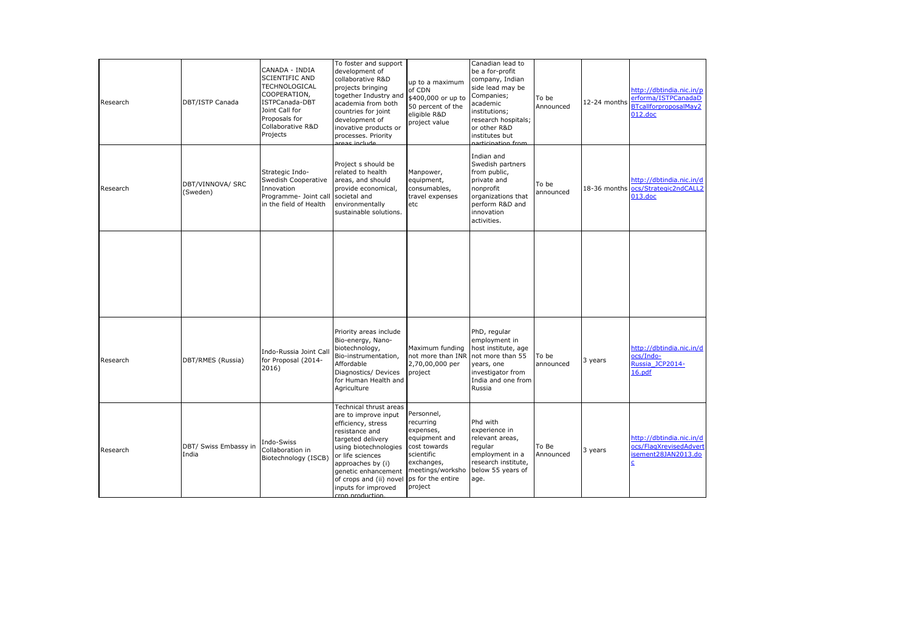| | | | | | | | | |
|---|---|---|---|---|---|---|---|---|
| Research | DBT/ISTP Canada | CANADA - INDIA SCIENTIFIC AND TECHNOLOGICAL COOPERATION, ISTPCanada-DBT Joint Call for Proposals for Collaborative R&D Projects | To foster and support development of collaborative R&D projects bringing together Industry and academia from both countries for joint development of inovative products or processes. Priority areas include | up to a maximum of CDN $400,000 or up to 50 percent of the eligible R&D project value | Canadian lead to be a for-profit company, Indian side lead may be Companies; academic institutions; research hospitals; or other R&D institutes but participation from | To be Announced | 12-24 months | http://dbtindia.nic.in/performa/ISTPCanadaDBTcallforproposalMay2012.doc |
| Research | DBT/VINNOVA/ SRC (Sweden) | Strategic Indo-Swedish Cooperative Innovation Programme- Joint call in the field of Health | Project s should be related to health areas, and should provide economical, societal and environmentally sustainable solutions. | Manpower, equipment, consumables, travel expenses etc | Indian and Swedish partners from public, private and nonprofit organizations that perform R&D and innovation activities. | To be announced | 18-36 months | http://dbtindia.nic.in/docs/Strategic2ndCALL2013.doc |
| | | | | | | | | |
| Research | DBT/RMES (Russia) | Indo-Russia Joint Call for Proposal (2014-2016) | Priority areas include Bio-energy, Nano-biotechnology, Bio-instrumentation, Affordable Diagnostics/ Devices for Human Health and Agriculture | Maximum funding not more than INR 2,70,00,000 per project | PhD, regular employment in host institute, age not more than 55 years, one investigator from India and one from Russia | To be announced | 3 years | http://dbtindia.nic.in/docs/Indo-Russia_JCP2014-16.pdf |
| Research | DBT/ Swiss Embassy in India | Indo-Swiss Collaboration in Biotechnology (ISCB) | Technical thrust areas are to improve input efficiency, stress resistance and targeted delivery using biotechnologies or life sciences approaches by (i) genetic enhancement of crops and (ii) novel inputs for improved crop production. | Personnel, recurring expenses, equipment and cost towards scientific exchanges, meetings/workshops for the entire project | Phd with experience in relevant areas, regular employment in a research institute, below 55 years of age. | To Be Announced | 3 years | http://dbtindia.nic.in/docs/FlagXrevisedAdvertisement28JAN2013.doc |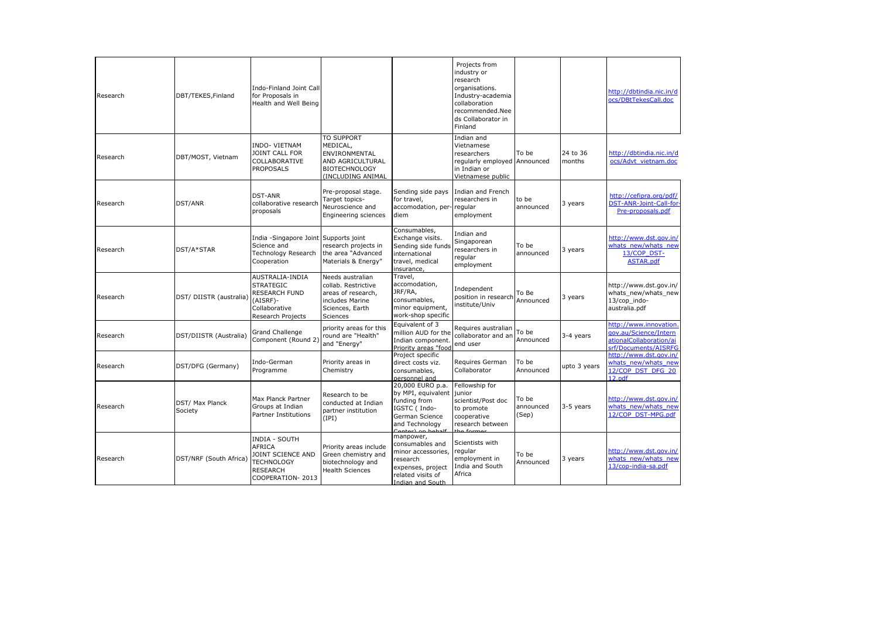| | | | | | | | | |
|---|---|---|---|---|---|---|---|---|
| Research | DBT/TEKES,Finland | Indo-Finland Joint Call for Proposals in Health and Well Being | | | Projects from industry or research organisations. Industry-academia collaboration recommended.Needs Collaborator in Finland | | | http://dbtindia.nic.in/docs/DBtTekesCall.doc |
| Research | DBT/MOST, Vietnam | INDO- VIETNAM JOINT CALL FOR COLLABORATIVE PROPOSALS | TO SUPPORT MEDICAL, ENVIRONMENTAL AND AGRICULTURAL BIOTECHNOLOGY (INCLUDING ANIMAL | | Indian and Vietnamese researchers regularly employed in Indian or Vietnamese public | To be Announced | 24 to 36 months | http://dbtindia.nic.in/docs/Advt_vietnam.doc |
| Research | DST/ANR | DST-ANR collaborative research proposals | Pre-proposal stage. Target topics- Neuroscience and Engineering sciences | Sending side pays for travel, accomodation, per-diem | Indian and French researchers in regular employment | to be announced | 3 years | http://cefipra.org/pdf/DST-ANR-Joint-Call-for-Pre-proposals.pdf |
| Research | DST/A*STAR | India -Singapore Joint Science and Technology Research Cooperation | Supports joint research projects in the area "Advanced Materials & Energy" | Consumables, Exchange visits. Sending side funds international travel, medical insurance, | Indian and Singaporean researchers in regular employment | To be announced | 3 years | http://www.dst.gov.in/whats_new/whats_new13/COP_DST-ASTAR.pdf |
| Research | DST/ DIISTR (australia) | AUSTRALIA-INDIA STRATEGIC RESEARCH FUND (AISRF)- Collaborative Research Projects | Needs australian collab. Restrictive areas of research, includes Marine Sciences, Earth Sciences | Travel, accomodation, JRF/RA, consumables, minor equipment, work-shop specific | Independent position in research institute/Univ | To Be Announced | 3 years | http://www.dst.gov.in/whats_new/whats_new13/cop_indo-australia.pdf |
| Research | DST/DIISTR (Australia) | Grand Challenge Component (Round 2) | priority areas for this round are "Health" and "Energy" | Equivalent of 3 million AUD for the Indian component. Priority areas "food | Requires australian collaborator and an end user | To be Announced | 3-4 years | http://www.innovation.gov.au/Science/InternationalCollaboration/aisrf/Documents/AISRFG |
| Research | DST/DFG (Germany) | Indo-German Programme | Priority areas in Chemistry | Project specific direct costs viz. consumables, personnel and | Requires German Collaborator | To be Announced | upto 3 years | http://www.dst.gov.in/whats_new/whats_new12/COP_DST_DFG_2012.pdf |
| Research | DST/ Max Planck Society | Max Planck Partner Groups at Indian Partner Institutions | Research to be conducted at Indian partner institution (IPI) | 20,000 EURO p.a. by MPI, equivalent funding from IGSTC ( Indo-German Science and Technology Center) on behalf | Fellowship for junior scientist/Post doc to promote cooperative research between the former | To be announced (Sep) | 3-5 years | http://www.dst.gov.in/whats_new/whats_new12/COP_DST-MPG.pdf |
| Research | DST/NRF (South Africa) | INDIA - SOUTH AFRICA JOINT SCIENCE AND TECHNOLOGY RESEARCH COOPERATION- 2013 | Priority areas include Green chemistry and biotechnology and Health Sciences | manpower, consumables and minor accessories, research expenses, project related visits of Indian and South | Scientists with regular employment in India and South Africa | To be Announced | 3 years | http://www.dst.gov.in/whats_new/whats_new13/cop-india-sa.pdf |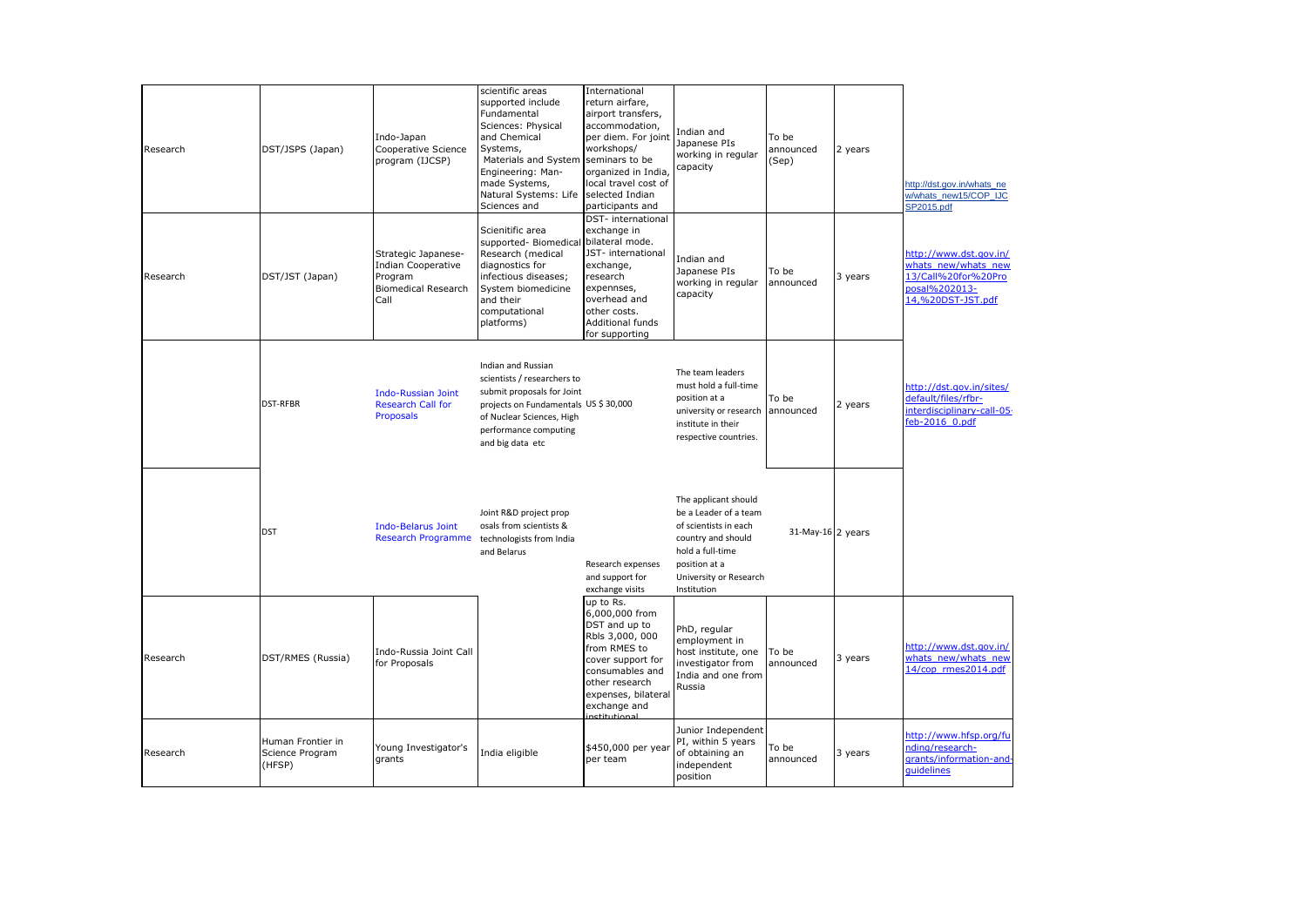| | | | | | | | | |
|---|---|---|---|---|---|---|---|---|
| Research | DST/JSPS (Japan) | Indo-Japan Cooperative Science program (IJCSP) | scientific areas supported include Fundamental Sciences: Physical and Chemical Systems, Materials and System Engineering: Man-made Systems, Natural Systems: Life Sciences and | International return airfare, airport transfers, accommodation, per diem. For joint workshops/ seminars to be organized in India, local travel cost of selected Indian participants and | Indian and Japanese PIs working in regular capacity | To be announced (Sep) | 2 years | http://dst.gov.in/whats_new/whats_new15/COP_IJCSP2015.pdf |
| Research | DST/JST (Japan) | Strategic Japanese-Indian Cooperative Program Biomedical Research Call | Scienitific area supported- Biomedical Research (medical diagnostics for infectious diseases; System biomedicine and their computational platforms) | DST- international exchange in bilateral mode. JST- international exchange, research expennses, overhead and other costs. Additional funds for supporting | Indian and Japanese PIs working in regular capacity | To be announced | 3 years | http://www.dst.gov.in/whats_new/whats_new13/Call%20for%20Proposal%202013-14,%20DST-JST.pdf |
| | DST-RFBR | Indo-Russian Joint Research Call for Proposals | Indian and Russian scientists / researchers to submit proposals for Joint projects on Fundamentals of Nuclear Sciences, High performance computing and big data etc | US $ 30,000 | The team leaders must hold a full-time position at a university or research institute in their respective countries. | To be announced | 2 years | http://dst.gov.in/sites/default/files/rfbr-interdisciplinary-call-05-feb-2016_0.pdf |
| | DST | Indo-Belarus Joint Research Programme | Joint R&D project proposals from scientists & technologists from India and Belarus | Research expenses and support for exchange visits | The applicant should be a Leader of a team of scientists in each country and should hold a full-time position at a University or Research Institution | 31-May-16 | 2 years | |
| Research | DST/RMES (Russia) | Indo-Russia Joint Call for Proposals | | up to Rs. 6,000,000 from DST and up to Rbls 3,000, 000 from RMES to cover support for consumables and other research expenses, bilateral exchange and institutional | PhD, regular employment in host institute, one investigator from India and one from Russia | To be announced | 3 years | http://www.dst.gov.in/whats_new/whats_new14/cop_rmes2014.pdf |
| Research | Human Frontier in Science Program (HFSP) | Young Investigator's grants | India eligible | $450,000 per year per team | Junior Independent PI, within 5 years of obtaining an independent position | To be announced | 3 years | http://www.hfsp.org/funding/research-grants/information-and-guidelines |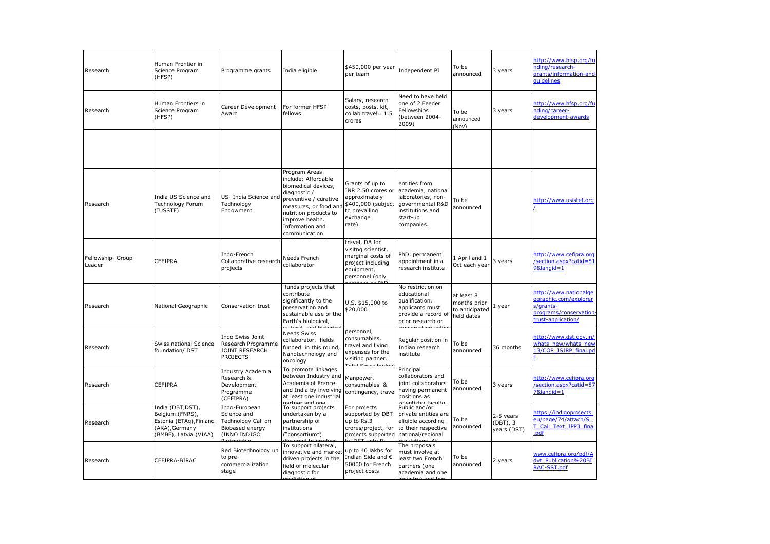| | | | | | | | | |
|---|---|---|---|---|---|---|---|---|
| Research | Human Frontier in Science Program (HFSP) | Programme grants | India eligible | $450,000 per year per team | Independent PI | To be announced | 3 years | http://www.hfsp.org/funding/research-grants/information-and-guidelines |
| Research | Human Frontiers in Science Program (HFSP) | Career Development Award | For former HFSP fellows | Salary, research costs, posts, kit, collab travel= 1.5 crores | Need to have held one of 2 Feeder Fellowships (between 2004-2009) | To be announced (Nov) | 3 years | http://www.hfsp.org/funding/career-development-awards |
| | | | | | | | | |
| Research | India US Science and Technology Forum (IUSSTF) | US- India Science and Technology Endowment | Program Areas include: Affordable biomedical devices, diagnostic / preventive / curative measures, or food and nutrition products to improve health. Information and communication | Grants of up to INR 2.50 crores or approximately $400,000 (subject to prevailing exchange rate). | entities from academia, national laboratories, non-governmental R&D institutions and start-up companies. | To be announced | | http://www.usistef.org/ |
| Fellowship- Group Leader | CEFIPRA | Indo-French Collaborative research projects | Needs French collaborator | travel, DA for visitng scientist, marginal costs of project including equipment, personnel (only postdocs or PhD | PhD, permanent appointment in a research institute | 1 April and 1 Oct each year | 3 years | http://www.cefipra.org/section.aspx?catid=819&langid=1 |
| Research | National Geographic | Conservation trust | funds projects that contribute significantly to the preservation and sustainable use of the Earth's biological, cultural, and historical | U.S. $15,000 to $20,000 | No restriction on educational qualification. applicants must provide a record of prior research or conservation action | at least 8 months prior to anticipated field dates | 1 year | http://www.nationalgeographic.com/explorers/grants-programs/conservation-trust-application/ |
| Research | Swiss national Science foundation/ DST | Indo Swiss Joint Research Programme JOINT RESEARCH PROJECTS | Needs Swiss collaborator, fields funded in this round, Nanotechnology and oncology | personnel, consumables, travel and living expenses for the visiting partner. Total Swiss budget | Regular position in Indian research institute | To be announced | 36 months | http://www.dst.gov.in/whats_new/whats_new13/COP_ISJRP_final.pdf |
| Research | CEFIPRA | Industry Academia Research & Development Programme (CEFIPRA) | To promote linkages between Industry and Academia of France and India by involving at least one industrial partner and one | Manpower, consumables & contingency, travel | Principal collaborators and joint collaborators having permanent positions as scientists/ faculty | To be announced | 3 years | http://www.cefipra.org/section.aspx?catid=877&langid=1 |
| Research | India (DBT,DST), Belgium (FNRS), Estonia (ETAg),Finland (AKA),Germany (BMBF), Latvia (VIAA) | Indo-European Science and Technology Call on Biobased energy (INNO INDIGO Partnership | To support projects undertaken by a partnership of institutions ("consortium") designed to produce | For projects supported by DBT up to Rs.3 crores/project, for projects supported by DST upto Rs | Public and/or private entities are eligible according to their respective national/regional regulations. At | To be announced | 2-5 years (DBT), 3 years (DST) | https://indigoprojects.eu/page/74/attach/ST_Call_Text_IPP3_final.pdf |
| Research | CEFIPRA-BIRAC | Red Biotechnology up to pre-commercialization stage | To support bilateral, innovative and market-driven projects in the field of molecular diagnostic for prediction of | up to 40 lakhs for Indian Side and € 50000 for French project costs | The proposals must involve at least two French partners (one academia and one industry) and two | To be announced | 2 years | www.cefipra.org/pdf/Advt_Publication%20BIRAC-SST.pdf |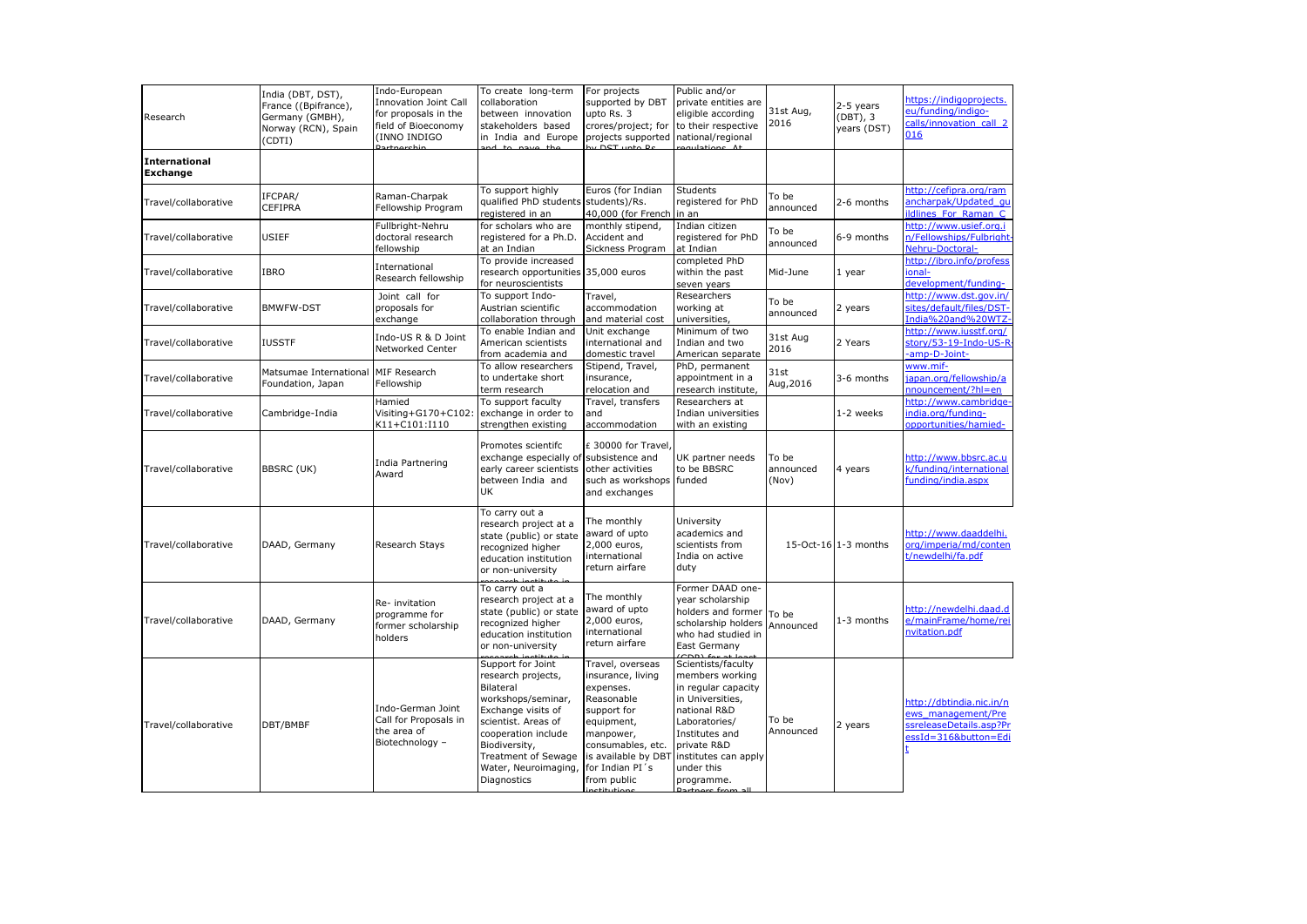| Research | India (DBT, DST), France ((Bpifrance), Germany (GMBH), Norway (RCN), Spain (CDTI) | Indo-European Innovation Joint Call for proposals in the field of Bioeconomy (INNO INDIGO Partnership | To create long-term collaboration between innovation stakeholders based in India and Europe and to pave the | For projects supported by DBT upto Rs. 3 crores/project; for projects supported by DST upto Rs. | Public and/or private entities are eligible according to their respective national/regional regulations. At | 31st Aug, 2016 | 2-5 years (DBT), 3 years (DST) | https://indigoprojects.eu/funding/indigo-calls/innovation_call_2016 |
|---|---|---|---|---|---|---|---|---|
| **International Exchange** | | | | | | | | |
| Travel/collaborative | IFCPAR/ CEFIPRA | Raman-Charpak Fellowship Program | To support highly qualified PhD students registered in an | Euros (for Indian students)/Rs. 40,000 (for French | Students registered for PhD in an | To be announced | 2-6 months | http://cefipra.org/ramancharpak/Updated_guildlines_For_Raman_C |
| Travel/collaborative | USIEF | Fullbright-Nehru doctoral research fellowship | for scholars who are registered for a Ph.D. at an Indian | monthly stipend, Accident and Sickness Program | Indian citizen registered for PhD at Indian | To be announced | 6-9 months | http://www.usief.org.in/Fellowships/Fulbright-Nehru-Doctoral- |
| Travel/collaborative | IBRO | International Research fellowship | To provide increased research opportunities for neuroscientists | 35,000 euros | completed PhD within the past seven years | Mid-June | 1 year | http://ibro.info/professional-development/funding- |
| Travel/collaborative | BMWFW-DST | Joint call for proposals for exchange | To support Indo-Austrian scientific collaboration through | Travel, accommodation and material cost | Researchers working at universities, | To be announced | 2 years | http://www.dst.gov.in/sites/default/files/DST-India%20and%20WTZ- |
| Travel/collaborative | IUSSTF | Indo-US R & D Joint Networked Center | To enable Indian and American scientists from academia and | Unit exchange international and domestic travel | Minimum of two Indian and two American separate | 31st Aug 2016 | 2 Years | http://www.iusstf.org/story/53-19-Indo-US-R-amp-D-Joint- |
| Travel/collaborative | Matsumae International Foundation, Japan | MIF Research Fellowship | To allow researchers to undertake short term research | Stipend, Travel, insurance, relocation and | PhD, permanent appointment in a research institute, | 31st Aug,2016 | 3-6 months | www.mif-japan.org/fellowship/announcement/?hl=en |
| Travel/collaborative | Cambridge-India | Hamied Visiting+G170+C102:K11+C101:I110 | To support faculty exchange in order to strengthen existing | Travel, transfers and accommodation | Researchers at Indian universities with an existing | | 1-2 weeks | http://www.cambridge-india.org/funding-opportunities/hamied- |
| Travel/collaborative | BBSRC (UK) | India Partnering Award | Promotes scientifc exchange especially of early career scientists between India and UK | £ 30000 for Travel, subsistence and other activities such as workshops and exchanges | UK partner needs to be BBSRC funded | To be announced (Nov) | 4 years | http://www.bbsrc.ac.uk/funding/international/funding/india.aspx |
| Travel/collaborative | DAAD, Germany | Research Stays | To carry out a research project at a state (public) or state recognized higher education institution or non-university research institute in | The monthly award of upto 2,000 euros, international return airfare | University academics and scientists from India on active duty | 15-Oct-16 | 1-3 months | http://www.daaddelhi.org/imperia/md/content/newdelhi/fa.pdf |
| Travel/collaborative | DAAD, Germany | Re- invitation programme for former scholarship holders | To carry out a research project at a state (public) or state recognized higher education institution or non-university research institute in | The monthly award of upto 2,000 euros, international return airfare | Former DAAD one-year scholarship holders and former scholarship holders who had studied in East Germany (GDR) for at least | To be Announced | 1-3 months | http://newdelhi.daad.de/mainFrame/home/reinvitation.pdf |
| Travel/collaborative | DBT/BMBF | Indo-German Joint Call for Proposals in the area of Biotechnology – | Support for Joint research projects, Bilateral workshops/seminar, Exchange visits of scientist. Areas of cooperation include Biodiversity, Treatment of Sewage Water, Neuroimaging, Diagnostics | Travel, overseas insurance, living expenses. Reasonable support for equipment, manpower, consumables, etc. is available by DBT for Indian PI´s from public institutions | Scientists/faculty members working in regular capacity in Universities, national R&D Laboratories/ Institutes and private R&D institutes can apply under this programme. Partners from all | To be Announced | 2 years | http://dbtindia.nic.in/news_management/PressreleaseDetails.asp?PressId=316&button=Edit |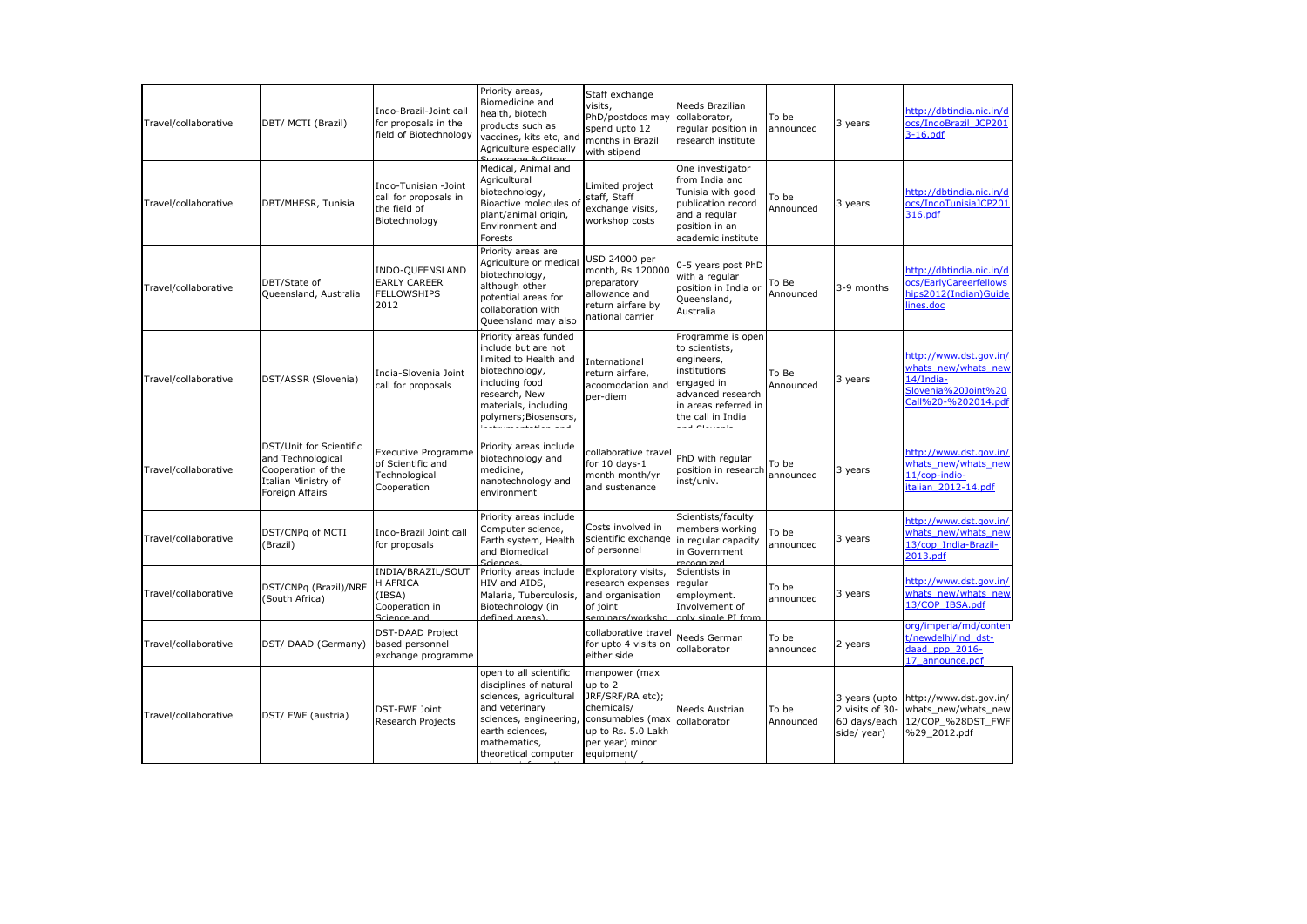| Travel/collaborative | DBT/ MCTI (Brazil) | Indo-Brazil-Joint call for proposals in the field of Biotechnology | Priority areas, Biomedicine and health, biotech products such as vaccines, kits etc, and Agriculture especially Sugarcane & Citrus | Staff exchange visits, PhD/postdocs may spend upto 12 months in Brazil with stipend | Needs Brazilian collaborator, regular position in research institute | To be announced | 3 years | http://dbtindia.nic.in/docs/IndoBrazil_JCP2013-16.pdf |
|---|---|---|---|---|---|---|---|---|
| Travel/collaborative | DBT/MHESR, Tunisia | Indo-Tunisian -Joint call for proposals in the field of Biotechnology | Medical, Animal and Agricultural biotechnology, Bioactive molecules of plant/animal origin, Environment and Forests | Limited project staff, Staff exchange visits, workshop costs | One investigator from India and Tunisia with good publication record and a regular position in an academic institute | To be Announced | 3 years | http://dbtindia.nic.in/docs/IndoTunisiaJCP201316.pdf |
| Travel/collaborative | DBT/State of Queensland, Australia | INDO-QUEENSLAND EARLY CAREER FELLOWSHIPS 2012 | Priority areas are Agriculture or medical biotechnology, although other potential areas for collaboration with Queensland may also | USD 24000 per month, Rs 120000 preparatory allowance and return airfare by national carrier | 0-5 years post PhD with a regular position in India or Queensland, Australia | To Be Announced | 3-9 months | http://dbtindia.nic.in/docs/EarlyCareerfellowships2012(Indian)Guidelines.doc |
| Travel/collaborative | DST/ASSR (Slovenia) | India-Slovenia Joint call for proposals | Priority areas funded include but are not limited to Health and biotechnology, including food research, New materials, including polymers;Biosensors, instrumentation and | International return airfare, acoomodation and per-diem | Programme is open to scientists, engineers, institutions engaged in advanced research in areas referred in the call in India and Slovenia | To Be Announced | 3 years | http://www.dst.gov.in/whats_new/whats_new14/India-Slovenia%20Joint%20Call%20-%202014.pdf |
| Travel/collaborative | DST/Unit for Scientific and Technological Cooperation of the Italian Ministry of Foreign Affairs | Executive Programme of Scientific and Technological Cooperation | Priority areas include biotechnology and medicine, nanotechnology and environment | collaborative travel for 10 days-1 month month/yr and sustenance | PhD with regular position in research inst/univ. | To be announced | 3 years | http://www.dst.gov.in/whats_new/whats_new11/cop-indio-italian_2012-14.pdf |
| Travel/collaborative | DST/CNPq of MCTI (Brazil) | Indo-Brazil Joint call for proposals | Priority areas include Computer science, Earth system, Health and Biomedical Sciences | Costs involved in scientific exchange of personnel | Scientists/faculty members working in regular capacity in Government recognized | To be announced | 3 years | http://www.dst.gov.in/whats_new/whats_new13/cop_India-Brazil-2013.pdf |
| Travel/collaborative | DST/CNPq (Brazil)/NRF (South Africa) | INDIA/BRAZIL/SOUTH AFRICA (IBSA) Cooperation in Science and | Priority areas include HIV and AIDS, Malaria, Tuberculosis, Biotechnology (in defined areas) | Exploratory visits, research expenses and organisation of joint seminars/worksho | Scientists in regular employment. Involvement of only single PI from | To be announced | 3 years | http://www.dst.gov.in/whats_new/whats_new13/COP_IBSA.pdf |
| Travel/collaborative | DST/ DAAD (Germany) | DST-DAAD Project based personnel exchange programme | | collaborative travel for upto 4 visits on either side | Needs German collaborator | To be announced | 2 years | org/imperia/md/content/newdelhi/ind_dst-daad_ppp_2016-17_announce.pdf |
| Travel/collaborative | DST/ FWF (austria) | DST-FWF Joint Research Projects | open to all scientific disciplines of natural sciences, agricultural and veterinary sciences, engineering, earth sciences, mathematics, theoretical computer | manpower (max up to 2 JRF/SRF/RA etc); chemicals/ consumables (max up to Rs. 5.0 Lakh per year) minor equipment/ | Needs Austrian collaborator | To be Announced | 3 years (upto 2 visits of 30-60 days/each side/ year) | http://www.dst.gov.in/whats_new/whats_new12/COP_%28DST_FWF%29_2012.pdf |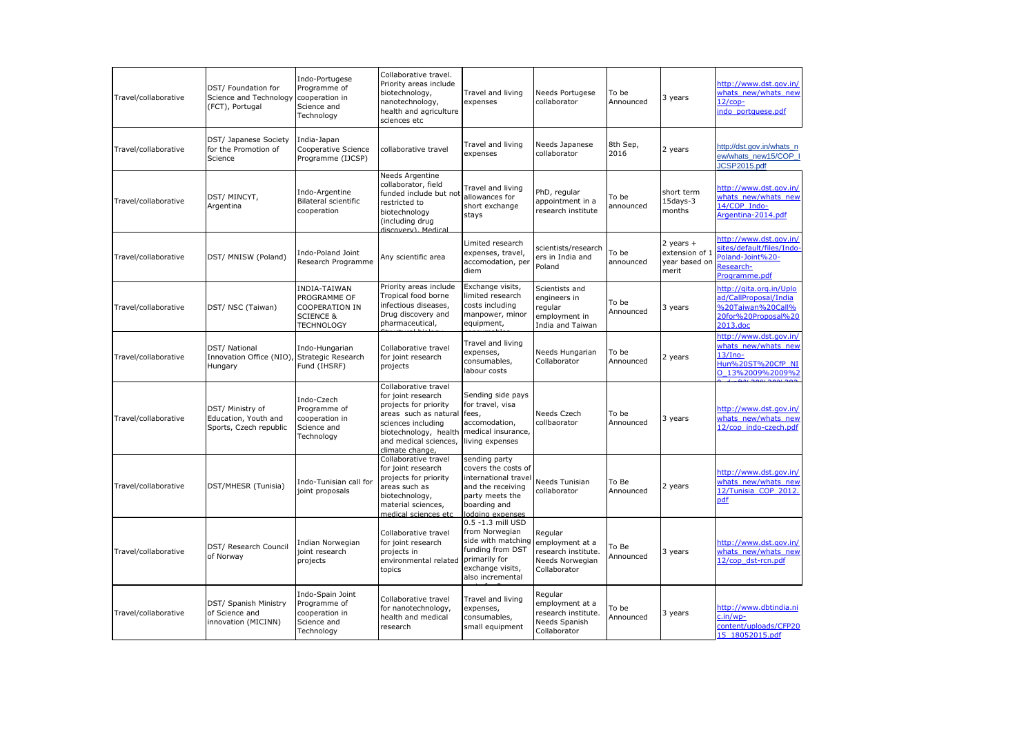| Travel/collaborative | DST/ Foundation for Science and Technology (FCT), Portugal | Indo-Portugese Programme of cooperation in Science and Technology | Collaborative travel. Priority areas include biotechnology, nanotechnology, health and agriculture sciences etc | Travel and living expenses | Needs Portugese collaborator | To be Announced | 3 years | http://www.dst.gov.in/whats_new/whats_new12/cop-indo_portguese.pdf |
|---|---|---|---|---|---|---|---|---|
| Travel/collaborative | DST/ Japanese Society for the Promotion of Science | India-Japan Cooperative Science Programme (IJCSP) | collaborative travel | Travel and living expenses | Needs Japanese collaborator | 8th Sep, 2016 | 2 years | http://dst.gov.in/whats_new/whats_new15/COP_IJCSP2015.pdf |
| Travel/collaborative | DST/ MINCYT, Argentina | Indo-Argentine Bilateral scientific cooperation | Needs Argentine collaborator, field funded include but not restricted to biotechnology (including drug discovery), Medical | Travel and living allowances for short exchange stays | PhD, regular appointment in a research institute | To be announced | short term 15days-3 months | http://www.dst.gov.in/whats_new/whats_new14/COP_Indo-Argentina-2014.pdf |
| Travel/collaborative | DST/ MNISW (Poland) | Indo-Poland Joint Research Programme | Any scientific area | Limited research expenses, travel, accomodation, per diem | scientists/researchers in India and Poland | To be announced | 2 years + extension of 1 year based on merit | http://www.dst.gov.in/sites/default/files/Indo-Poland-Joint%20-Research-Programme.pdf |
| Travel/collaborative | DST/ NSC (Taiwan) | INDIA-TAIWAN PROGRAMME OF COOPERATION IN SCIENCE & TECHNOLOGY | Priority areas include Tropical food borne infectious diseases, Drug discovery and pharmaceutical, Structural biology | Exchange visits, limited research costs including manpower, minor equipment, consumables | Scientists and engineers in regular employment in India and Taiwan | To be Announced | 3 years | http://gita.org.in/Upload/CallProposal/India%20Taiwan%20Call%20for%20Proposal%202013.doc |
| Travel/collaborative | DST/ National Innovation Office (NIO), Hungary | Indo-Hungarian Strategic Research Fund (IHSRF) | Collaborative travel for joint research projects | Travel and living expenses, consumables, labour costs | Needs Hungarian Collaborator | To be Announced | 2 years | http://www.dst.gov.in/whats_new/whats_new13/Ino-Hun%20ST%20CfP_NIO_13%2009%2009%2... |
| Travel/collaborative | DST/ Ministry of Education, Youth and Sports, Czech republic | Indo-Czech Programme of cooperation in Science and Technology | Collaborative travel for joint research projects for priority areas such as natural sciences including biotechnology, health and medical sciences, climate change, | Sending side pays for travel, visa fees, accomodation, medical insurance, living expenses | Needs Czech collbaorator | To be Announced | 3 years | http://www.dst.gov.in/whats_new/whats_new12/cop_indo-czech.pdf |
| Travel/collaborative | DST/MHESR (Tunisia) | Indo-Tunisian call for joint proposals | Collaborative travel for joint research projects for priority areas such as biotechnology, material sciences, medical sciences etc | sending party covers the costs of international travel and the receiving party meets the boarding and lodging expenses | Needs Tunisian collaborator | To Be Announced | 2 years | http://www.dst.gov.in/whats_new/whats_new12/Tunisia_COP_2012.pdf |
| Travel/collaborative | DST/ Research Council of Norway | Indian Norwegian joint research projects | Collaborative travel for joint research projects in environmental related topics | 0.5 -1.3 mill USD from Norwegian side with matching funding from DST primarily for exchange visits, also incremental | Regular employment at a research institute. Needs Norwegian Collaborator | To Be Announced | 3 years | http://www.dst.gov.in/whats_new/whats_new12/cop_dst-rcn.pdf |
| Travel/collaborative | DST/ Spanish Ministry of Science and innovation (MICINN) | Indo-Spain Joint Programme of cooperation in Science and Technology | Collaborative travel for nanotechnology, health and medical research | Travel and living expenses, consumables, small equipment | Regular employment at a research institute. Needs Spanish Collaborator | To Be Announced | 3 years | http://www.dbtindia.nic.in/wp-content/uploads/CFP2015_18052015.pdf |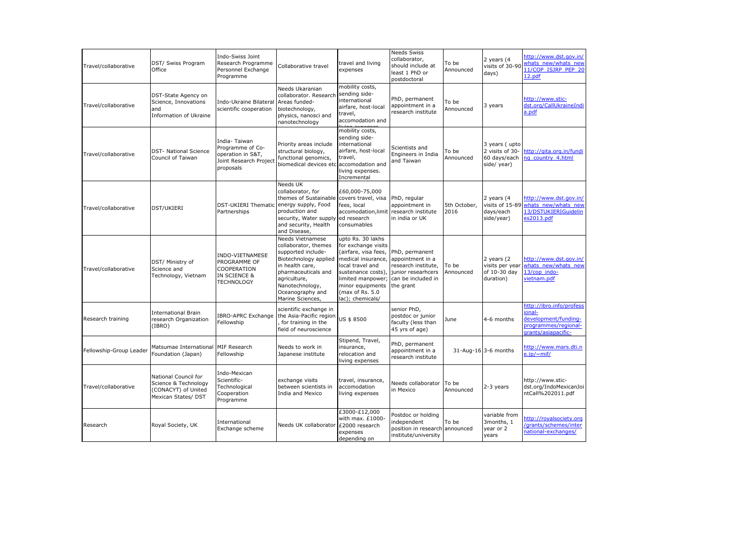| Travel/collaborative | DST/ Swiss Program Office | Indo-Swiss Joint Research Programme Personnel Exchange Programme | Collaborative travel | travel and living expenses | Needs Swiss collaborator, should include at least 1 PhD or postdoctoral | To be Announced | 2 years (4 visits of 30-90 days) | http://www.dst.gov.in/whats_new/whats_new11/COP_ISJRP_PEP_2012.pdf |
|---|---|---|---|---|---|---|---|---|
| Travel/collaborative | DST-State Agency on Science, Innovations and Information of Ukraine | Indo-Ukraine Bilateral scientific cooperation | Needs Ukaranian collaborator. Research Areas funded- biotechnology, physics, nanosci and nanotechnology | mobility costs, sending side-international airfare, host-local travel, accomodation and living expenses | PhD, permanent appointment in a research institute | To be Announced | 3 years | http://www.stic-dst.org/CallUkraineIndia.pdf |
| Travel/collaborative | DST- National Science Council of Taiwan | India- Taiwan Programme of Co-operation in S&T, Joint Research Project proposals | Priority areas include structural biology, functional genomics, biomedical devices etc | mobility costs, sending side-international airfare, host-local travel, accomodation and living expenses. Incremental | Scientists and Engineers in India and Taiwan | To be Announced | 3 years ( upto 2 visits of 30-60 days/each side/ year) | http://gita.org.in/funding_country_4.html |
| Travel/collaborative | DST/UKIERI | DST-UKIERI Thematic Partnerships | Needs UK collaborator, for themes of Sustainable energy supply, Food production and security, Water supply and security, Health and Disease, | £60,000-75,000 covers travel, visa fees, local accomodation,limited research consumables | PhD, regular appointment in research institute in India or UK | 5th October, 2016 | 2 years (4 visits of 15-89 days/each side/year) | http://www.dst.gov.in/whats_new/whats_new13/DSTUKIERIGuidelines2013.pdf |
| Travel/collaborative | DST/ Ministry of Science and Technology, Vietnam | INDO-VIETNAMESE PROGRAMME OF COOPERATION IN SCIENCE & TECHNOLOGY | Needs Vietnamese collaborator, themes supported include- Biotechnology applied in health care, pharmaceuticals and agriculture, Nanotechnology, Oceanography and Marine Sciences, | upto Rs. 30 lakhs for exchange visits (airfare, visa fees, medical insurance, local travel and sustenance costs), limited manpower; minor equipments (max of Rs. 5.0 lac); chemicals/ | PhD, permanent appointment in a research institute, junior researhcers can be included in the grant | To be Announced | 2 years (2 visits per year of 10-30 day duration) | http://www.dst.gov.in/whats_new/whats_new13/cop_indo-vietnam.pdf |
| Research training | International Brain research Organization (IBRO) | IBRO-APRC Exchange Fellowship | scientific exchange in the Asia-Pacific region , for training in the field of neuroscience | US $ 8500 | senior PhD, postdoc or junior faculty (less than 45 yrs of age) | June | 4-6 months | http://ibro.info/professional-development/funding-programmes/regional-grants/asiapacific- |
| Fellowship-Group Leader | Matsumae International Foundation (Japan) | MIF Research Fellowship | Needs to work in Japanese institute | Stipend, Travel, insurance, relocation and living expenses | PhD, permanent appointment in a research institute | 31-Aug-16 | 3-6 months | http://www.mars.dti.ne.jp/~mif/ |
| Travel/collaborative | National Council for Science & Technology (CONACYT) of United Mexican States/ DST | Indo-Mexican Scientific-Technological Cooperation Programme | exchange visits between scientists in India and Mexico | travel, insurance, accomodation living expenses | Needs collaborator in Mexico | To be Announced | 2-3 years | http://www.stic-dst.org/IndoMexicanJointCall%202011.pdf |
| Research | Royal Society, UK | International Exchange scheme | Needs UK collaborator | £3000-£12,000 with max. £1000-£2000 research expenses depending on | Postdoc or holding independent position in research institute/university | To be announced | variable from 3months, 1 year or 2 years | http://royalsociety.org/grants/schemes/international-exchanges/ |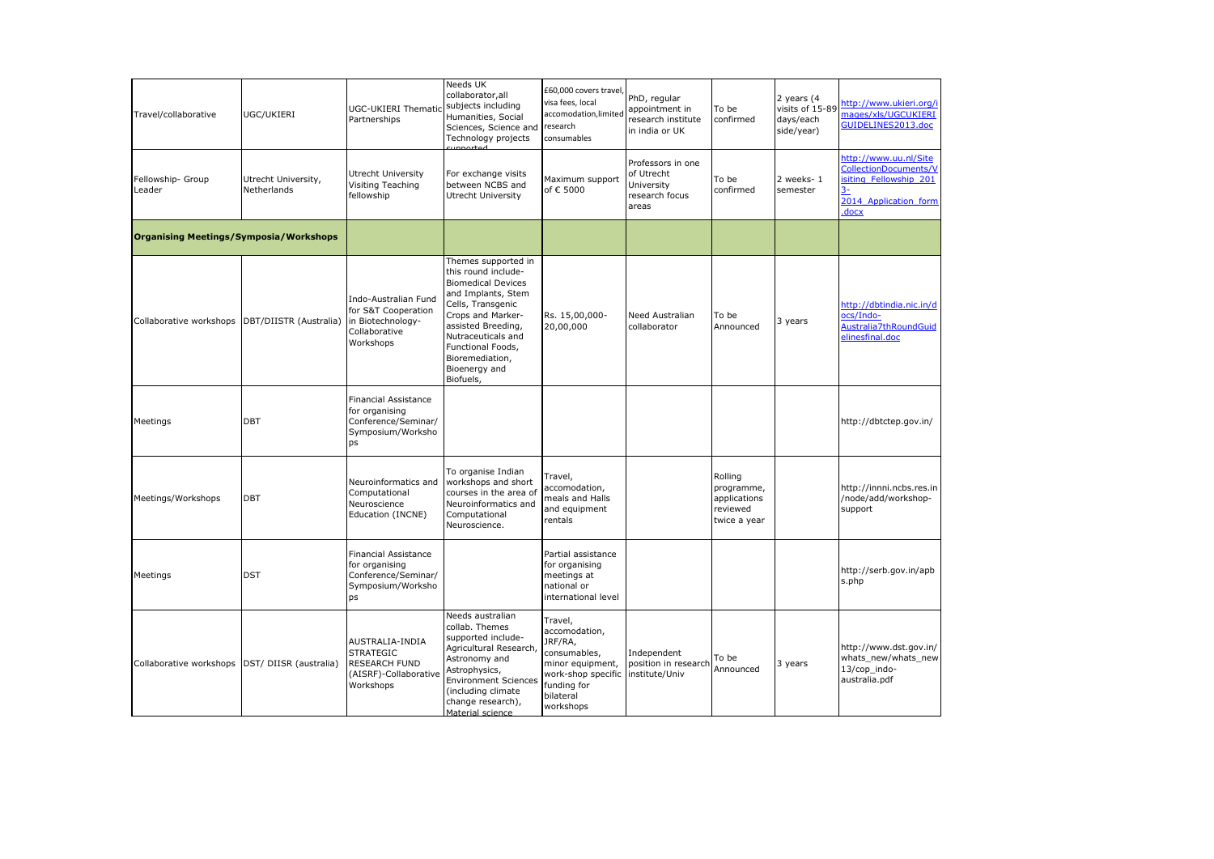| Travel/collaborative | UGC/UKIERI | UGC-UKIERI Thematic Partnerships | Needs UK collaborator,all subjects including Humanities, Social Sciences, Science and Technology projects supported | £60,000 covers travel, visa fees, local accomodation,limited research consumables | PhD, regular appointment in research institute in india or UK | To be confirmed | 2 years (4 visits of 15-89 days/each side/year) | http://www.ukieri.org/images/xls/UGCUKIERIGUIDELINES2013.doc |
|---|---|---|---|---|---|---|---|---|
| Fellowship- Group Leader | Utrecht University, Netherlands | Utrecht University Visiting Teaching fellowship | For exchange visits between NCBS and Utrecht University | Maximum support of € 5000 | Professors in one of Utrecht University research focus areas | To be confirmed | 2 weeks- 1 semester | http://www.uu.nl/SiteCollectionDocuments/Visiting_Fellowship_2013-2014_Application_form.docx |
| **Organising Meetings/Symposia/Workshops** | | | | | | | | |
| Collaborative workshops | DBT/DIISTR (Australia) | Indo-Australian Fund for S&T Cooperation in Biotechnology-Collaborative Workshops | Themes supported in this round include- Biomedical Devices and Implants, Stem Cells, Transgenic Crops and Marker-assisted Breeding, Nutraceuticals and Functional Foods, Bioremediation, Bioenergy and Biofuels, | Rs. 15,00,000-20,00,000 | Need Australian collaborator | To be Announced | 3 years | http://dbtindia.nic.in/docs/Indo-Australia7thRoundGuidelinesfinal.doc |
| Meetings | DBT | Financial Assistance for organising Conference/Seminar/Symposium/Workshops | | | | | | http://dbtctep.gov.in/ |
| Meetings/Workshops | DBT | Neuroinformatics and Computational Neuroscience Education (INCNE) | To organise Indian workshops and short courses in the area of Neuroinformatics and Computational Neuroscience. | Travel, accomodation, meals and Halls and equipment rentals | | Rolling programme, applications reviewed twice a year | | http://innni.ncbs.res.in/node/add/workshop-support |
| Meetings | DST | Financial Assistance for organising Conference/Seminar/Symposium/Workshops | | Partial assistance for organising meetings at national or international level | | | | http://serb.gov.in/apbs.php |
| Collaborative workshops | DST/ DIISR (australia) | AUSTRALIA-INDIA STRATEGIC RESEARCH FUND (AISRF)-Collaborative Workshops | Needs australian collab. Themes supported include- Agricultural Research, Astronomy and Astrophysics, Environment Sciences (including climate change research), Material science | Travel, accomodation, JRF/RA, consumables, minor equipment, work-shop specific funding for bilateral workshops | Independent position in research institute/Univ | To be Announced | 3 years | http://www.dst.gov.in/whats_new/whats_new13/cop_indo-australia.pdf |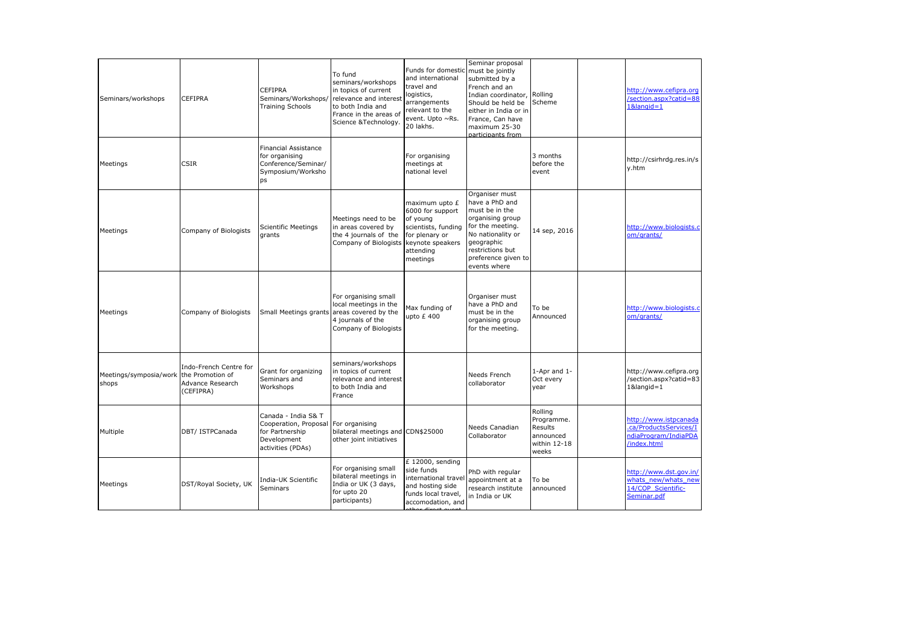| | | | | | | | | |
|---|---|---|---|---|---|---|---|---|
| Seminars/workshops | CEFIPRA | CEFIPRA Seminars/Workshops/ Training Schools | To fund seminars/workshops in topics of current relevance and interest to both India and France in the areas of Science &Technology. | Funds for domestic and international travel and logistics, arrangements relevant to the event. Upto ~Rs. 20 lakhs. | Seminar proposal must be jointly submitted by a French and an Indian coordinator, Should be held be either in India or in France, Can have maximum 25-30 participants from | Rolling Scheme | | http://www.cefipra.org/section.aspx?catid=881&langid=1 |
| Meetings | CSIR | Financial Assistance for organising Conference/Seminar/ Symposium/Workshops | | For organising meetings at national level | | 3 months before the event | | http://csirhrdg.res.in/sy.htm |
| Meetings | Company of Biologists | Scientific Meetings grants | Meetings need to be in areas covered by the 4 journals of the Company of Biologists | maximum upto £ 6000 for support of young scientists, funding for plenary or keynote speakers attending meetings | Organiser must have a PhD and must be in the organising group for the meeting. No nationality or geographic restrictions but preference given to events where | 14 sep, 2016 | | http://www.biologists.com/grants/ |
| Meetings | Company of Biologists | Small Meetings grants | For organising small local meetings in the areas covered by the 4 journals of the Company of Biologists | Max funding of upto £ 400 | Organiser must have a PhD and must be in the organising group for the meeting. | To be Announced | | http://www.biologists.com/grants/ |
| Meetings/symposia/workshops | Indo-French Centre for the Promotion of Advance Research (CEFIPRA) | Grant for organizing Seminars and Workshops | seminars/workshops in topics of current relevance and interest to both India and France | | Needs French collaborator | 1-Apr and 1-Oct every year | | http://www.cefipra.org/section.aspx?catid=831&langid=1 |
| Multiple | DBT/ ISTPCanada | Canada - India S& T Cooperation, Proposal for Partnership Development activities (PDAs) | For organising bilateral meetings and other joint initiatives | CDN$25000 | Needs Canadian Collaborator | Rolling Programme. Results announced within 12-18 weeks | | http://www.istpcanada.ca/ProductsServices/IndiaProgram/IndiaPDA/index.html |
| Meetings | DST/Royal Society, UK | India-UK Scientific Seminars | For organising small bilateral meetings in India or UK (3 days, for upto 20 participants) | £ 12000, sending side funds international travel and hosting side funds local travel, accomodation, and other direct event | PhD with regular appointment at a research institute in India or UK | To be announced | | http://www.dst.gov.in/whats_new/whats_new14/COP_Scientific-Seminar.pdf |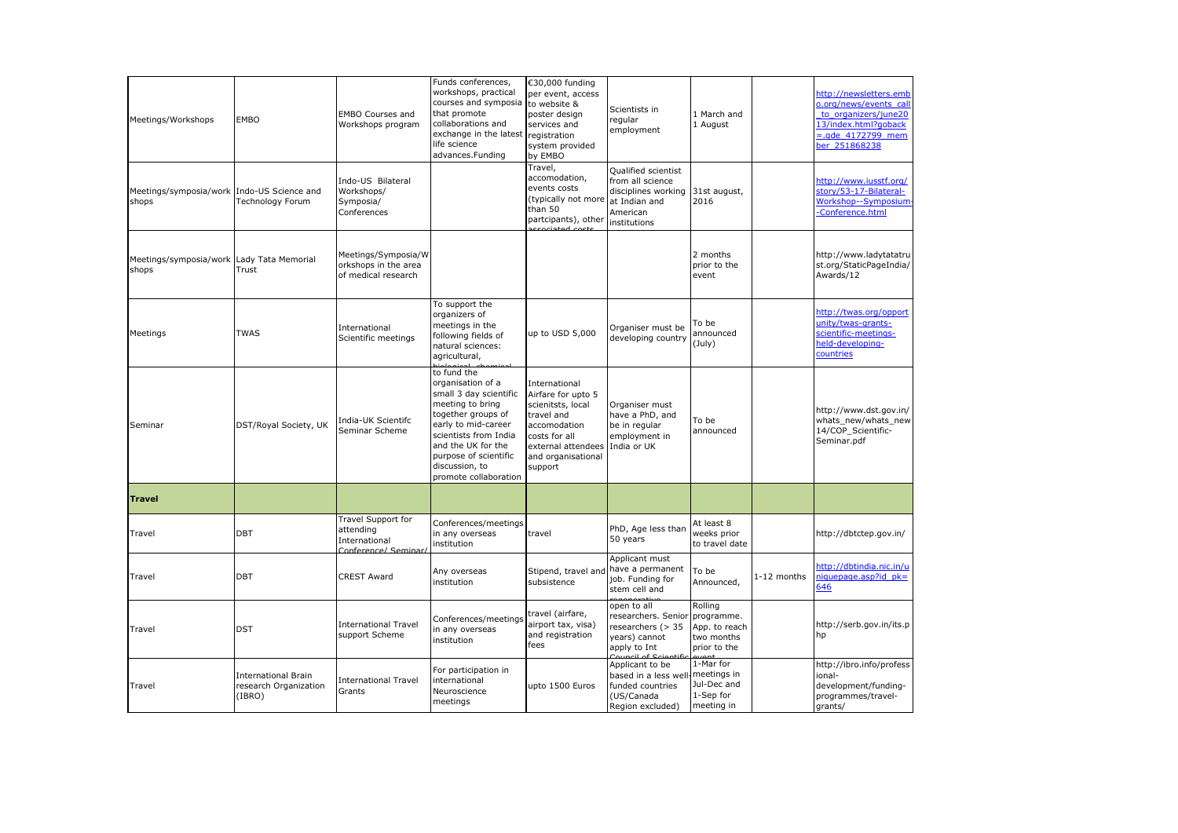| | | | | | | | | |
|---|---|---|---|---|---|---|---|---|
| Meetings/Workshops | EMBO | EMBO Courses and Workshops program | Funds conferences, workshops, practical courses and symposia that promote collaborations and exchange in the latest life science advances.Funding | €30,000 funding per event, access to website & poster design services and registration system provided by EMBO | Scientists in regular employment | 1 March and 1 August | | http://newsletters.embo.org/news/events_call_to_organizers/june2013/index.html?goback=.gde_4172799_member_251868238 |
| Meetings/symposia/workshops | Indo-US Science and Technology Forum | Indo-US Bilateral Workshops/ Symposia/ Conferences | | Travel, accomodation, events costs (typically not more than 50 partcipants), other associated costs | Qualified scientist from all science disciplines working at Indian and American institutions | 31st august, 2016 | | http://www.iusstf.org/story/53-17-Bilateral-Workshop--Symposium--Conference.html |
| Meetings/symposia/workshops | Lady Tata Memorial Trust | Meetings/Symposia/Workshops in the area of medical research | | | | 2 months prior to the event | | http://www.ladytatatrust.org/StaticPageIndia/Awards/12 |
| Meetings | TWAS | International Scientific meetings | To support the organizers of meetings in the following fields of natural sciences: agricultural, biological, chemical | up to USD 5,000 | Organiser must be developing country | To be announced (July) | | http://twas.org/opportunity/twas-grants-scientific-meetings-held-developing-countries |
| Seminar | DST/Royal Society, UK | India-UK Scientifc Seminar Scheme | to fund the organisation of a small 3 day scientific meeting to bring together groups of early to mid-career scientists from India and the UK for the purpose of scientific discussion, to promote collaboration | International Airfare for upto 5 scienitsts, local travel and accomodation costs for all external attendees and organisational support | Organiser must have a PhD, and be in regular employment in India or UK | To be announced | | http://www.dst.gov.in/whats_new/whats_new14/COP_Scientific-Seminar.pdf |
| **Travel** | | | | | | | | |
| Travel | DBT | Travel Support for attending International Conference/ Seminar/ | Conferences/meetings in any overseas institution | travel | PhD, Age less than 50 years | At least 8 weeks prior to travel date | | http://dbtctep.gov.in/ |
| Travel | DBT | CREST Award | Any overseas institution | Stipend, travel and subsistence | Applicant must have a permanent job. Funding for stem cell and regenerative | To be Announced, | 1-12 months | http://dbtindia.nic.in/uniquepage.asp?id_pk=646 |
| Travel | DST | International Travel support Scheme | Conferences/meetings in any overseas institution | travel (airfare, airport tax, visa) and registration fees | open to all researchers. Senior researchers (> 35 years) cannot apply to Int Council of Scientific | Rolling programme. App. to reach two months prior to the event | | http://serb.gov.in/its.php |
| Travel | International Brain research Organization (IBRO) | International Travel Grants | For participation in international Neuroscience meetings | upto 1500 Euros | Applicant to be based in a less well-funded countries (US/Canada Region excluded) | 1-Mar for meetings in Jul-Dec and 1-Sep for meeting in | | http://ibro.info/professional-development/funding-programmes/travel-grants/ |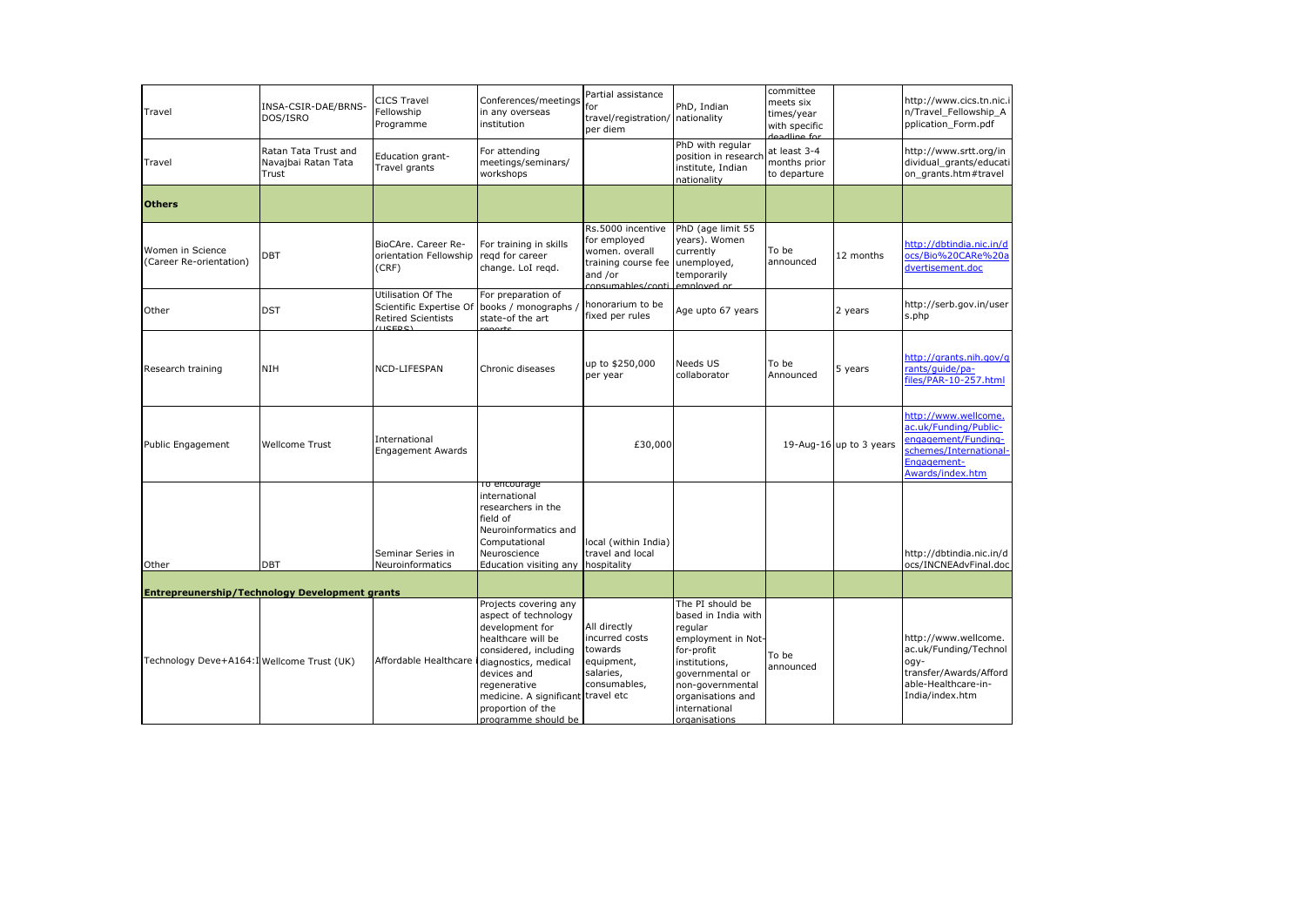| | | | | | | | | |
|---|---|---|---|---|---|---|---|---|
| Travel | INSA-CSIR-DAE/BRNS-DOS/ISRO | CICS Travel Fellowship Programme | Conferences/meetings in any overseas institution | Partial assistance for travel/registration/ per diem | PhD, Indian nationality | committee meets six times/year with specific deadline for | | http://www.cics.tn.nic.in/Travel_Fellowship_Application_Form.pdf |
| Travel | Ratan Tata Trust and Navajbai Ratan Tata Trust | Education grant-Travel grants | For attending meetings/seminars/ workshops | | PhD with regular position in research institute, Indian nationality | at least 3-4 months prior to departure | | http://www.srtt.org/individual_grants/education_grants.htm#travel |
| **Others** | | | | | | | | |
| Women in Science (Career Re-orientation) | DBT | BioCARe. Career Re-orientation Fellowship (CRF) | For training in skills reqd for career change. LoI reqd. | Rs.5000 incentive for employed women. overall training course fee and /or consumables/conti | PhD (age limit 55 years). Women currently unemployed, temporarily employed or | To be announced | 12 months | http://dbtindia.nic.in/docs/Bio%20CARe%20advertisement.doc |
| Other | DST | Utilisation Of The Scientific Expertise Of Retired Scientists (USERS) | For preparation of books / monographs / state-of the art reports | honorarium to be fixed per rules | Age upto 67 years | | 2 years | http://serb.gov.in/users.php |
| Research training | NIH | NCD-LIFESPAN | Chronic diseases | up to $250,000 per year | Needs US collaborator | To be Announced | 5 years | http://grants.nih.gov/grants/guide/pa-files/PAR-10-257.html |
| Public Engagement | Wellcome Trust | International Engagement Awards | | £30,000 | | 19-Aug-16 | up to 3 years | http://www.wellcome.ac.uk/Funding/Public-engagement/Funding-schemes/International-Engagement-Awards/index.htm |
| Other | DBT | Seminar Series in Neuroinformatics | To encourage international researchers in the field of Neuroinformatics and Computational Neuroscience Education visiting any | local (within India) travel and local hospitality | | | | http://dbtindia.nic.in/docs/INCNEAdvFinal.doc |
| **Entrepreneurship/Technology Development grants** | | | | | | | | |
| Technology Deve+A164:I | Wellcome Trust (UK) | Affordable Healthcare | Projects covering any aspect of technology development for healthcare will be considered, including diagnostics, medical devices and regenerative medicine. A significant proportion of the programme should be | All directly incurred costs towards equipment, salaries, consumables, travel etc | The PI should be based in India with regular employment in Not-for-profit institutions, governmental or non-governmental organisations and international organisations | To be announced | | http://www.wellcome.ac.uk/Funding/Technology-transfer/Awards/Affordable-Healthcare-in-India/index.htm |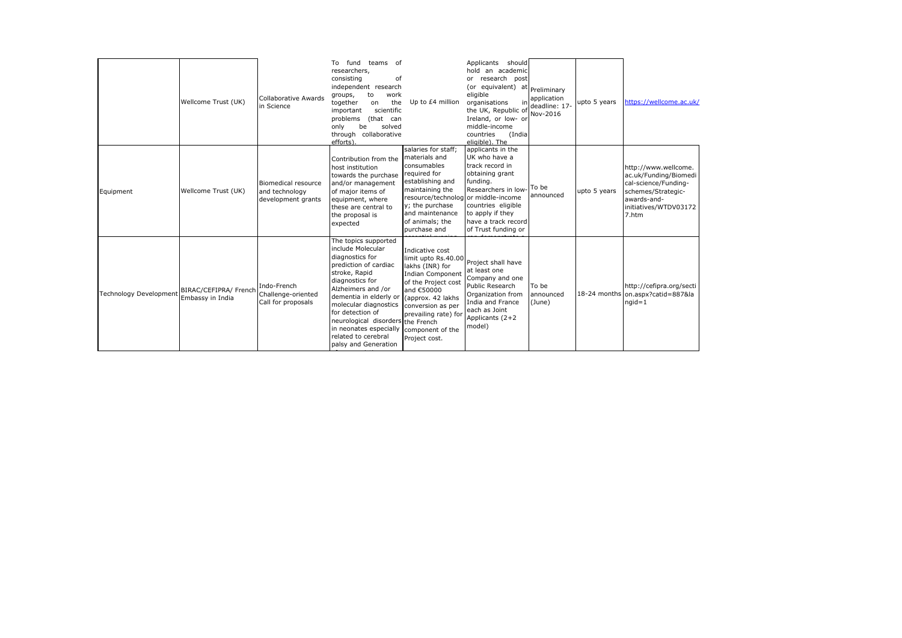| | | | | | | | | |
|---|---|---|---|---|---|---|---|---|
| | Wellcome Trust (UK) | Collaborative Awards in Science | To fund teams of researchers, consisting of independent research groups, to work together on the important scientific problems (that can only be solved through collaborative efforts). | Up to £4 million | Applicants should hold an academic or research post (or equivalent) at eligible organisations in the UK, Republic of Ireland, or low- or middle-income countries (India eligible). The | Preliminary application deadline: 17-Nov-2016 | upto 5 years | https://wellcome.ac.uk/ |
| Equipment | Wellcome Trust (UK) | Biomedical resource and technology development grants | Contribution from the host institution towards the purchase and/or management of major items of equipment, where these are central to the proposal is expected | salaries for staff; materials and consumables required for establishing and maintaining the resource/technology; the purchase and maintenance of animals; the purchase and | applicants in the UK who have a track record in obtaining grant funding. Researchers in low- or middle-income countries eligible to apply if they have a track record of Trust funding or | To be announced | upto 5 years | http://www.wellcome.ac.uk/Funding/Biomedical-science/Funding-schemes/Strategic-awards-and-initiatives/WTDV031727.htm |
| Technology Development | BIRAC/CEFIPRA/ French Embassy in India | Indo-French Challenge-oriented Call for proposals | The topics supported include Molecular diagnostics for prediction of cardiac stroke, Rapid diagnostics for Alzheimers and /or dementia in elderly or molecular diagnostics for detection of neurological disorders in neonates especially related to cerebral palsy and Generation | Indicative cost limit upto Rs.40.00 lakhs (INR) for Indian Component of the Project cost and €50000 (approx. 42 lakhs conversion as per prevailing rate) for the French component of the Project cost. | Project shall have at least one Company and one Public Research Organization from India and France each as Joint Applicants (2+2 model) | To be announced (June) | 18-24 months | http://cefipra.org/section.aspx?catid=887&langid=1 |